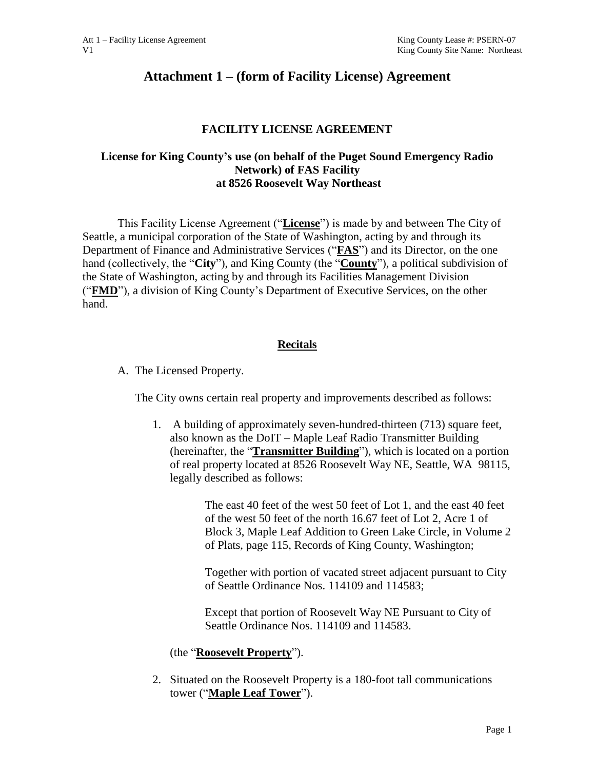# Attachment 1 – (form of Facility License) Agreement

## FACILITY LICENSE AGREEMENT

### License for King County's use (on behalf of the Puget Sound Emergency Radio Network) of FAS Facility at 8526 Roosevelt Way Northeast

This Facility License Agreement ("**License**") is made by and between The City of Seattle, a municipal corporation of the State of Washington, acting by and through its Department of Finance and Administrative Services ("**FAS**") and its Director, on the one hand (collectively, the "**City**"), and King County (the "**County**"), a political subdivision of the State of Washington, acting by and through its Facilities Management Division ("**FMD**"), a division of King County's Department of Executive Services, on the other hand.

## Recitals

A. The Licensed Property.

The City owns certain real property and improvements described as follows:

1. A building of approximately seven-hundred-thirteen (713) square feet, also known as the DoIT – Maple Leaf Radio Transmitter Building (hereinafter, the "**Transmitter Building**"), which is located on a portion of real property located at 8526 Roosevelt Way NE, Seattle, WA 98115, legally described as follows:

   > The east 40 feet of the west 50 feet of Lot 1, and the east 40 feet of the west 50 feet of the north 16.67 feet of Lot 2, Acre 1 of Block 3, Maple Leaf Addition to Green Lake Circle, in Volume 2 of Plats, page 115, Records of King County, Washington;
   >
   > Together with portion of vacated street adjacent pursuant to City of Seattle Ordinance Nos. 114109 and 114583;
   >
   > Except that portion of Roosevelt Way NE Pursuant to City of Seattle Ordinance Nos. 114109 and 114583.

   (the "**Roosevelt Property**").

2. Situated on the Roosevelt Property is a 180-foot tall communications tower ("**Maple Leaf Tower**").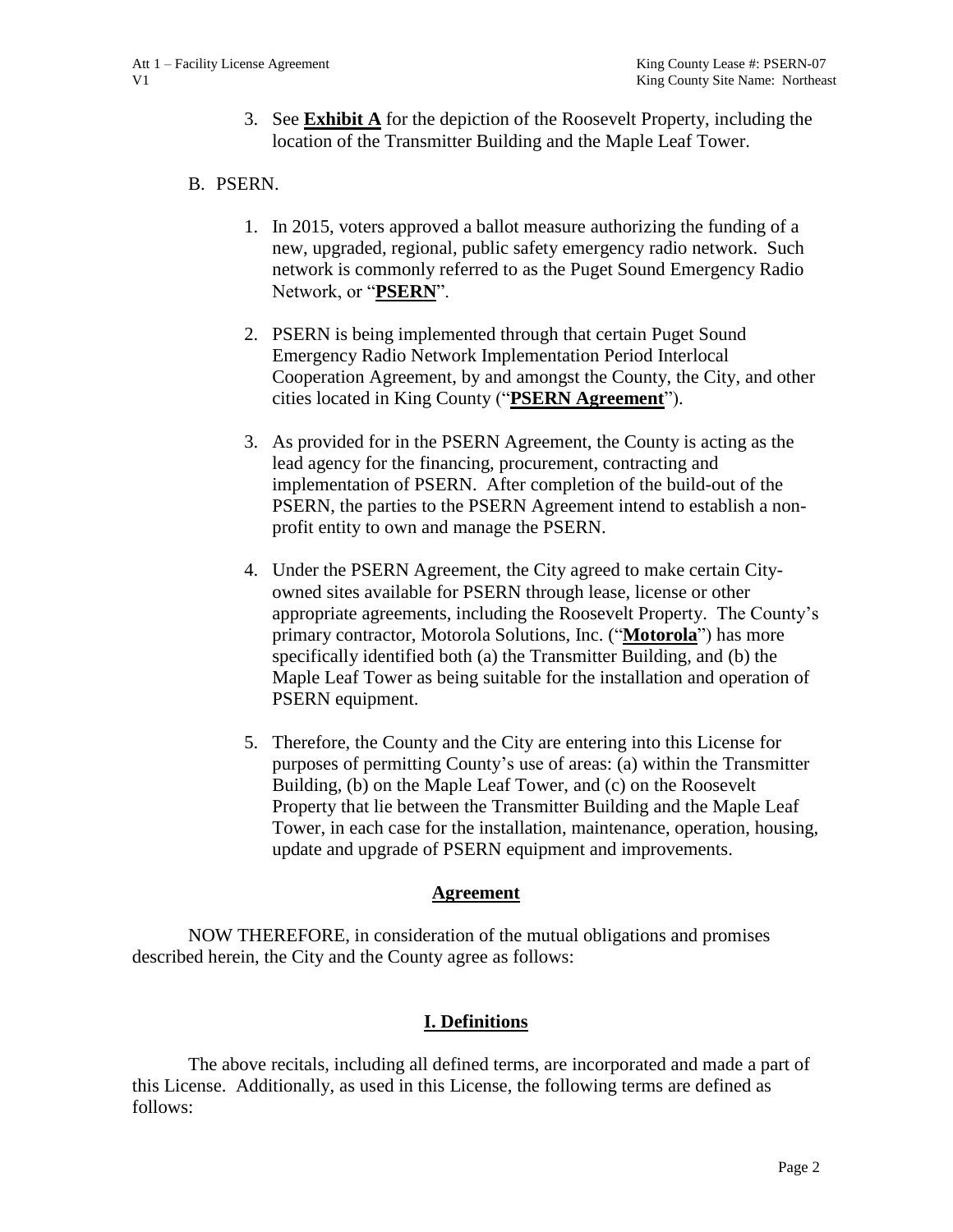3. See **Exhibit A** for the depiction of the Roosevelt Property, including the location of the Transmitter Building and the Maple Leaf Tower.

B. PSERN.

1. In 2015, voters approved a ballot measure authorizing the funding of a new, upgraded, regional, public safety emergency radio network. Such network is commonly referred to as the Puget Sound Emergency Radio Network, or "**PSERN**".

2. PSERN is being implemented through that certain Puget Sound Emergency Radio Network Implementation Period Interlocal Cooperation Agreement, by and amongst the County, the City, and other cities located in King County ("**PSERN Agreement**").

3. As provided for in the PSERN Agreement, the County is acting as the lead agency for the financing, procurement, contracting and implementation of PSERN. After completion of the build-out of the PSERN, the parties to the PSERN Agreement intend to establish a non-profit entity to own and manage the PSERN.

4. Under the PSERN Agreement, the City agreed to make certain City-owned sites available for PSERN through lease, license or other appropriate agreements, including the Roosevelt Property. The County's primary contractor, Motorola Solutions, Inc. ("**Motorola**") has more specifically identified both (a) the Transmitter Building, and (b) the Maple Leaf Tower as being suitable for the installation and operation of PSERN equipment.

5. Therefore, the County and the City are entering into this License for purposes of permitting County's use of areas: (a) within the Transmitter Building, (b) on the Maple Leaf Tower, and (c) on the Roosevelt Property that lie between the Transmitter Building and the Maple Leaf Tower, in each case for the installation, maintenance, operation, housing, update and upgrade of PSERN equipment and improvements.

## Agreement

NOW THEREFORE, in consideration of the mutual obligations and promises described herein, the City and the County agree as follows:

## I. Definitions

The above recitals, including all defined terms, are incorporated and made a part of this License. Additionally, as used in this License, the following terms are defined as follows: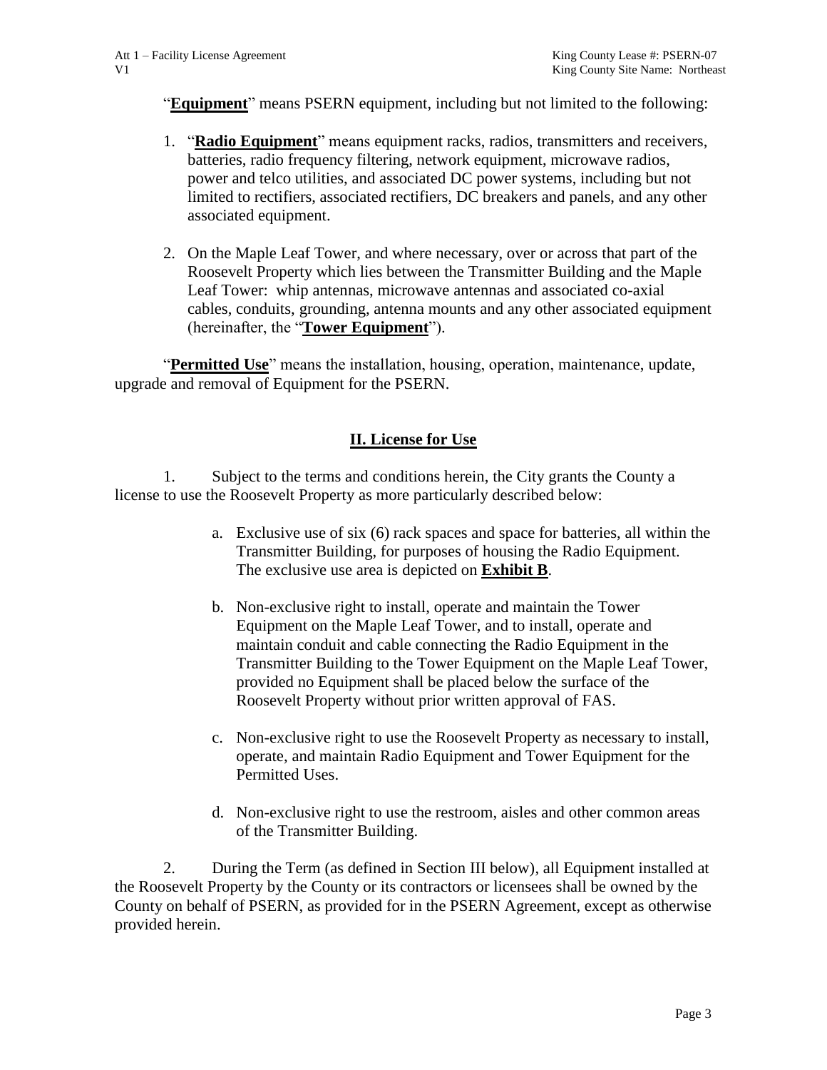"**Equipment**" means PSERN equipment, including but not limited to the following:

1. "**Radio Equipment**" means equipment racks, radios, transmitters and receivers, batteries, radio frequency filtering, network equipment, microwave radios, power and telco utilities, and associated DC power systems, including but not limited to rectifiers, associated rectifiers, DC breakers and panels, and any other associated equipment.

2. On the Maple Leaf Tower, and where necessary, over or across that part of the Roosevelt Property which lies between the Transmitter Building and the Maple Leaf Tower: whip antennas, microwave antennas and associated co-axial cables, conduits, grounding, antenna mounts and any other associated equipment (hereinafter, the "**Tower Equipment**").

"**Permitted Use**" means the installation, housing, operation, maintenance, update, upgrade and removal of Equipment for the PSERN.

## II. License for Use

1. Subject to the terms and conditions herein, the City grants the County a license to use the Roosevelt Property as more particularly described below:

   a. Exclusive use of six (6) rack spaces and space for batteries, all within the Transmitter Building, for purposes of housing the Radio Equipment. The exclusive use area is depicted on **Exhibit B**.

   b. Non-exclusive right to install, operate and maintain the Tower Equipment on the Maple Leaf Tower, and to install, operate and maintain conduit and cable connecting the Radio Equipment in the Transmitter Building to the Tower Equipment on the Maple Leaf Tower, provided no Equipment shall be placed below the surface of the Roosevelt Property without prior written approval of FAS.

   c. Non-exclusive right to use the Roosevelt Property as necessary to install, operate, and maintain Radio Equipment and Tower Equipment for the Permitted Uses.

   d. Non-exclusive right to use the restroom, aisles and other common areas of the Transmitter Building.

2. During the Term (as defined in Section III below), all Equipment installed at the Roosevelt Property by the County or its contractors or licensees shall be owned by the County on behalf of PSERN, as provided for in the PSERN Agreement, except as otherwise provided herein.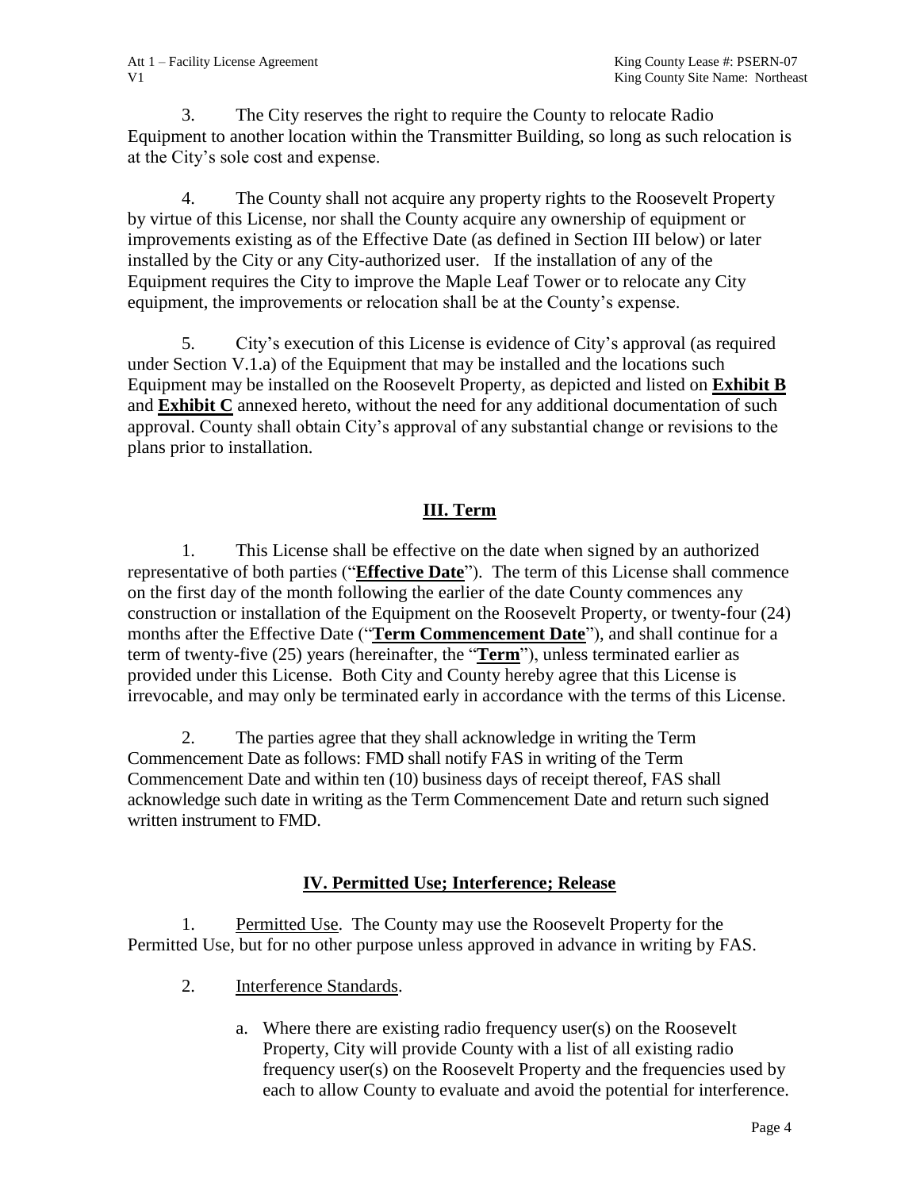3. The City reserves the right to require the County to relocate Radio Equipment to another location within the Transmitter Building, so long as such relocation is at the City's sole cost and expense.

4. The County shall not acquire any property rights to the Roosevelt Property by virtue of this License, nor shall the County acquire any ownership of equipment or improvements existing as of the Effective Date (as defined in Section III below) or later installed by the City or any City-authorized user. If the installation of any of the Equipment requires the City to improve the Maple Leaf Tower or to relocate any City equipment, the improvements or relocation shall be at the County's expense.

5. City's execution of this License is evidence of City's approval (as required under Section V.1.a) of the Equipment that may be installed and the locations such Equipment may be installed on the Roosevelt Property, as depicted and listed on **Exhibit B** and **Exhibit C** annexed hereto, without the need for any additional documentation of such approval. County shall obtain City's approval of any substantial change or revisions to the plans prior to installation.

## III. Term

1. This License shall be effective on the date when signed by an authorized representative of both parties ("**Effective Date**"). The term of this License shall commence on the first day of the month following the earlier of the date County commences any construction or installation of the Equipment on the Roosevelt Property, or twenty-four (24) months after the Effective Date ("**Term Commencement Date**"), and shall continue for a term of twenty-five (25) years (hereinafter, the "**Term**"), unless terminated earlier as provided under this License. Both City and County hereby agree that this License is irrevocable, and may only be terminated early in accordance with the terms of this License.

2. The parties agree that they shall acknowledge in writing the Term Commencement Date as follows: FMD shall notify FAS in writing of the Term Commencement Date and within ten (10) business days of receipt thereof, FAS shall acknowledge such date in writing as the Term Commencement Date and return such signed written instrument to FMD.

## IV. Permitted Use; Interference; Release

1. Permitted Use. The County may use the Roosevelt Property for the Permitted Use, but for no other purpose unless approved in advance in writing by FAS.

2. Interference Standards.

   a. Where there are existing radio frequency user(s) on the Roosevelt Property, City will provide County with a list of all existing radio frequency user(s) on the Roosevelt Property and the frequencies used by each to allow County to evaluate and avoid the potential for interference.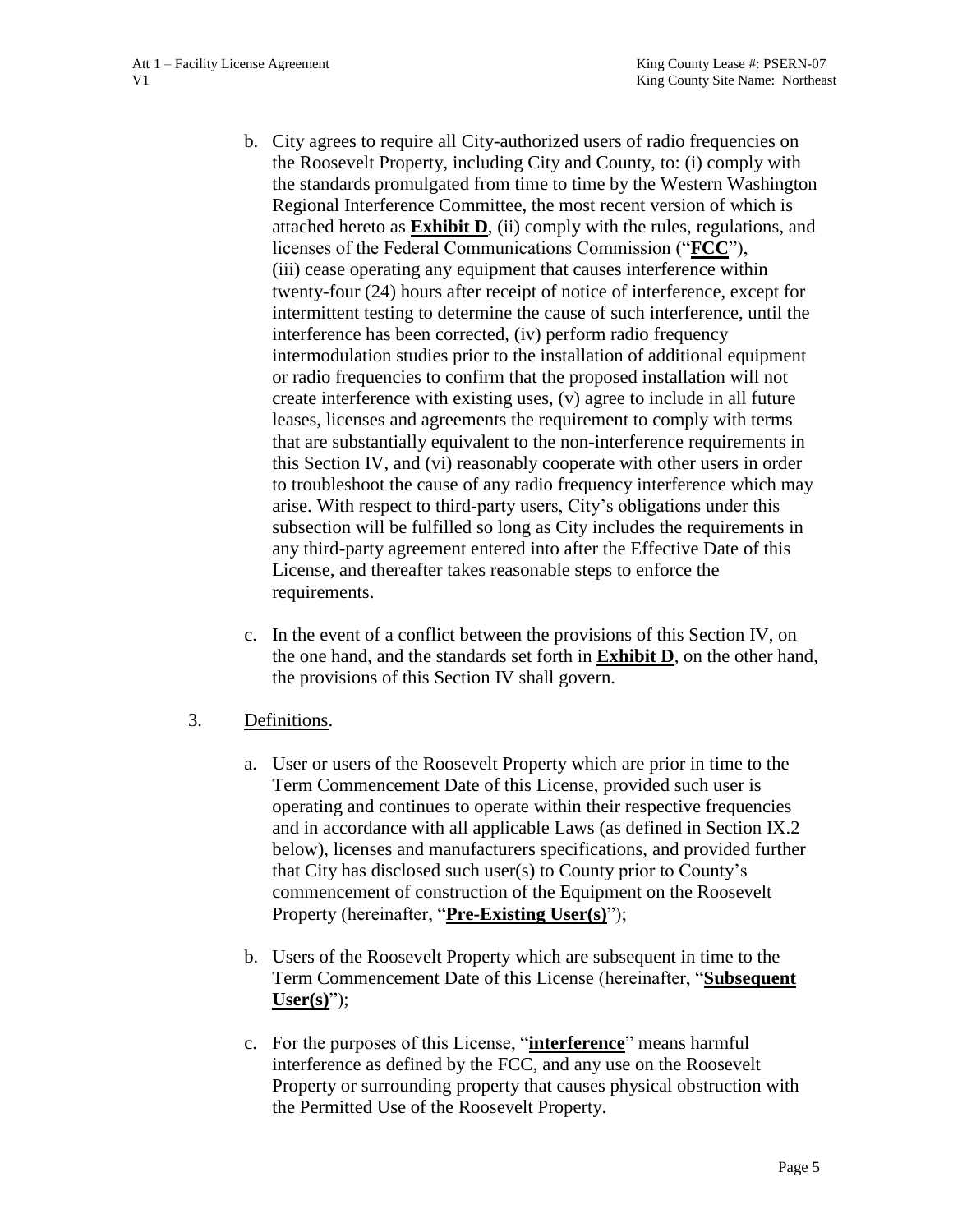b. City agrees to require all City-authorized users of radio frequencies on the Roosevelt Property, including City and County, to: (i) comply with the standards promulgated from time to time by the Western Washington Regional Interference Committee, the most recent version of which is attached hereto as **Exhibit D**, (ii) comply with the rules, regulations, and licenses of the Federal Communications Commission ("**FCC**"), (iii) cease operating any equipment that causes interference within twenty-four (24) hours after receipt of notice of interference, except for intermittent testing to determine the cause of such interference, until the interference has been corrected, (iv) perform radio frequency intermodulation studies prior to the installation of additional equipment or radio frequencies to confirm that the proposed installation will not create interference with existing uses, (v) agree to include in all future leases, licenses and agreements the requirement to comply with terms that are substantially equivalent to the non-interference requirements in this Section IV, and (vi) reasonably cooperate with other users in order to troubleshoot the cause of any radio frequency interference which may arise. With respect to third-party users, City's obligations under this subsection will be fulfilled so long as City includes the requirements in any third-party agreement entered into after the Effective Date of this License, and thereafter takes reasonable steps to enforce the requirements.

c. In the event of a conflict between the provisions of this Section IV, on the one hand, and the standards set forth in **Exhibit D**, on the other hand, the provisions of this Section IV shall govern.

3. Definitions.

a. User or users of the Roosevelt Property which are prior in time to the Term Commencement Date of this License, provided such user is operating and continues to operate within their respective frequencies and in accordance with all applicable Laws (as defined in Section IX.2 below), licenses and manufacturers specifications, and provided further that City has disclosed such user(s) to County prior to County's commencement of construction of the Equipment on the Roosevelt Property (hereinafter, "**Pre-Existing User(s)**");

b. Users of the Roosevelt Property which are subsequent in time to the Term Commencement Date of this License (hereinafter, "**Subsequent User(s)**");

c. For the purposes of this License, "**interference**" means harmful interference as defined by the FCC, and any use on the Roosevelt Property or surrounding property that causes physical obstruction with the Permitted Use of the Roosevelt Property.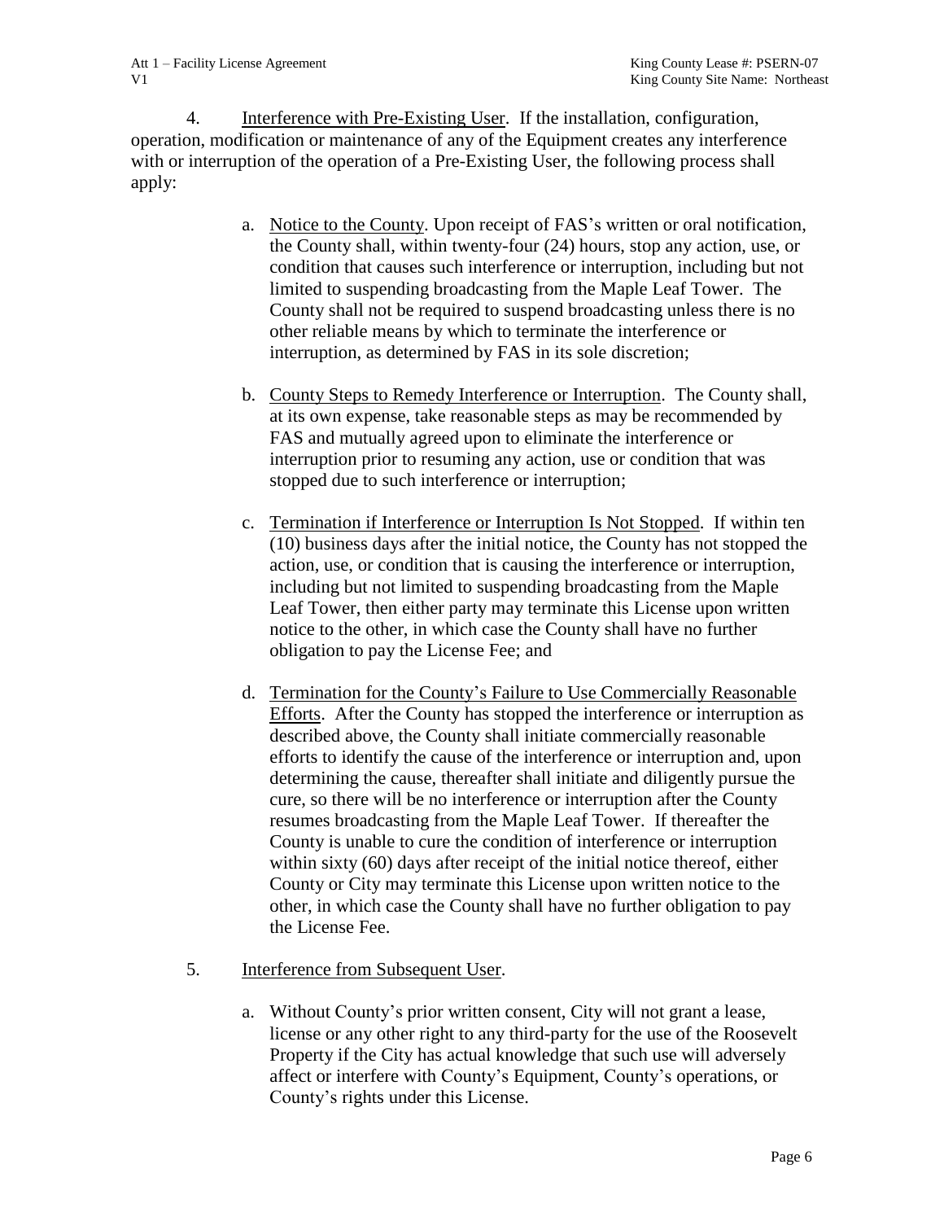4. Interference with Pre-Existing User. If the installation, configuration, operation, modification or maintenance of any of the Equipment creates any interference with or interruption of the operation of a Pre-Existing User, the following process shall apply:

a. Notice to the County. Upon receipt of FAS's written or oral notification, the County shall, within twenty-four (24) hours, stop any action, use, or condition that causes such interference or interruption, including but not limited to suspending broadcasting from the Maple Leaf Tower. The County shall not be required to suspend broadcasting unless there is no other reliable means by which to terminate the interference or interruption, as determined by FAS in its sole discretion;

b. County Steps to Remedy Interference or Interruption. The County shall, at its own expense, take reasonable steps as may be recommended by FAS and mutually agreed upon to eliminate the interference or interruption prior to resuming any action, use or condition that was stopped due to such interference or interruption;

c. Termination if Interference or Interruption Is Not Stopped. If within ten (10) business days after the initial notice, the County has not stopped the action, use, or condition that is causing the interference or interruption, including but not limited to suspending broadcasting from the Maple Leaf Tower, then either party may terminate this License upon written notice to the other, in which case the County shall have no further obligation to pay the License Fee; and

d. Termination for the County's Failure to Use Commercially Reasonable Efforts. After the County has stopped the interference or interruption as described above, the County shall initiate commercially reasonable efforts to identify the cause of the interference or interruption and, upon determining the cause, thereafter shall initiate and diligently pursue the cure, so there will be no interference or interruption after the County resumes broadcasting from the Maple Leaf Tower. If thereafter the County is unable to cure the condition of interference or interruption within sixty (60) days after receipt of the initial notice thereof, either County or City may terminate this License upon written notice to the other, in which case the County shall have no further obligation to pay the License Fee.

5. Interference from Subsequent User.

a. Without County's prior written consent, City will not grant a lease, license or any other right to any third-party for the use of the Roosevelt Property if the City has actual knowledge that such use will adversely affect or interfere with County's Equipment, County's operations, or County's rights under this License.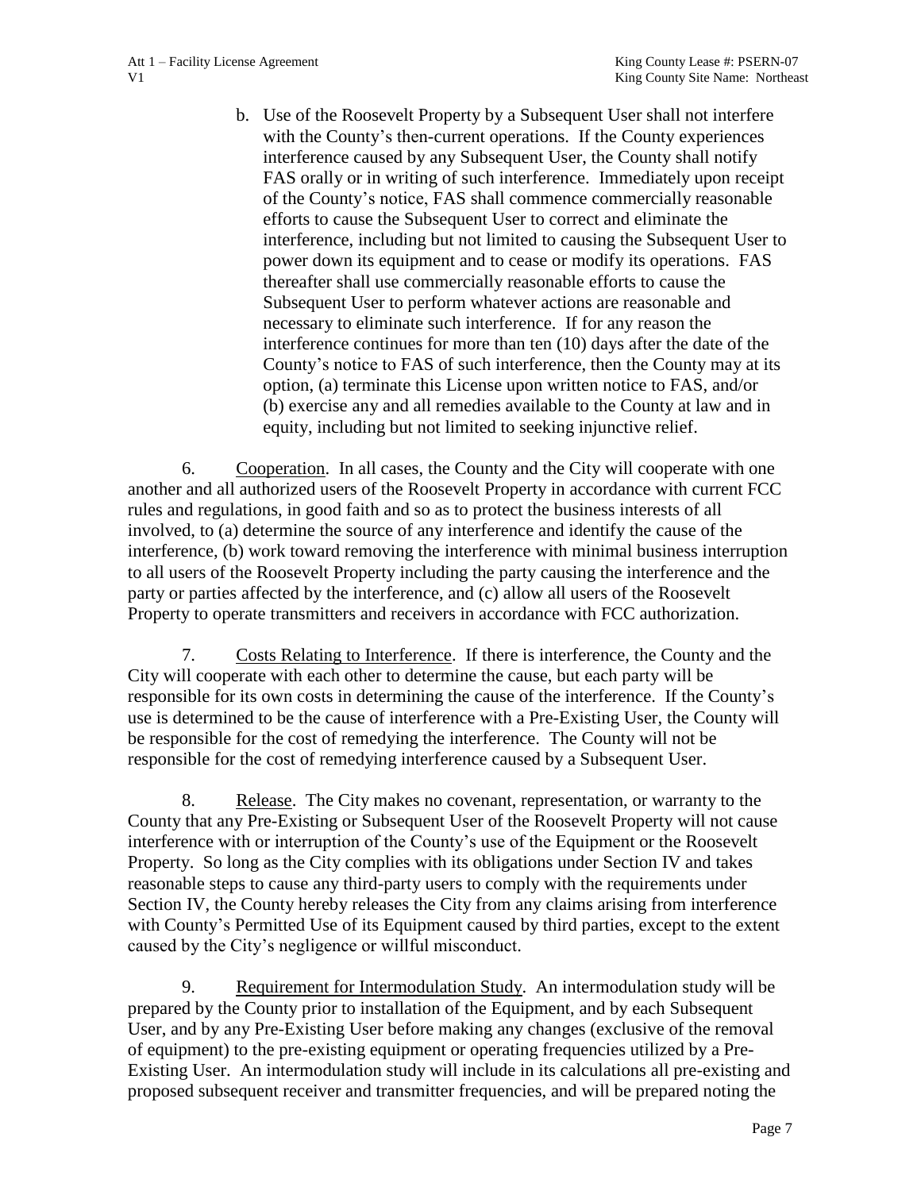b. Use of the Roosevelt Property by a Subsequent User shall not interfere with the County's then-current operations. If the County experiences interference caused by any Subsequent User, the County shall notify FAS orally or in writing of such interference. Immediately upon receipt of the County's notice, FAS shall commence commercially reasonable efforts to cause the Subsequent User to correct and eliminate the interference, including but not limited to causing the Subsequent User to power down its equipment and to cease or modify its operations. FAS thereafter shall use commercially reasonable efforts to cause the Subsequent User to perform whatever actions are reasonable and necessary to eliminate such interference. If for any reason the interference continues for more than ten (10) days after the date of the County's notice to FAS of such interference, then the County may at its option, (a) terminate this License upon written notice to FAS, and/or (b) exercise any and all remedies available to the County at law and in equity, including but not limited to seeking injunctive relief.

6. Cooperation. In all cases, the County and the City will cooperate with one another and all authorized users of the Roosevelt Property in accordance with current FCC rules and regulations, in good faith and so as to protect the business interests of all involved, to (a) determine the source of any interference and identify the cause of the interference, (b) work toward removing the interference with minimal business interruption to all users of the Roosevelt Property including the party causing the interference and the party or parties affected by the interference, and (c) allow all users of the Roosevelt Property to operate transmitters and receivers in accordance with FCC authorization.

7. Costs Relating to Interference. If there is interference, the County and the City will cooperate with each other to determine the cause, but each party will be responsible for its own costs in determining the cause of the interference. If the County's use is determined to be the cause of interference with a Pre-Existing User, the County will be responsible for the cost of remedying the interference. The County will not be responsible for the cost of remedying interference caused by a Subsequent User.

8. Release. The City makes no covenant, representation, or warranty to the County that any Pre-Existing or Subsequent User of the Roosevelt Property will not cause interference with or interruption of the County's use of the Equipment or the Roosevelt Property. So long as the City complies with its obligations under Section IV and takes reasonable steps to cause any third-party users to comply with the requirements under Section IV, the County hereby releases the City from any claims arising from interference with County's Permitted Use of its Equipment caused by third parties, except to the extent caused by the City's negligence or willful misconduct.

9. Requirement for Intermodulation Study. An intermodulation study will be prepared by the County prior to installation of the Equipment, and by each Subsequent User, and by any Pre-Existing User before making any changes (exclusive of the removal of equipment) to the pre-existing equipment or operating frequencies utilized by a Pre-Existing User. An intermodulation study will include in its calculations all pre-existing and proposed subsequent receiver and transmitter frequencies, and will be prepared noting the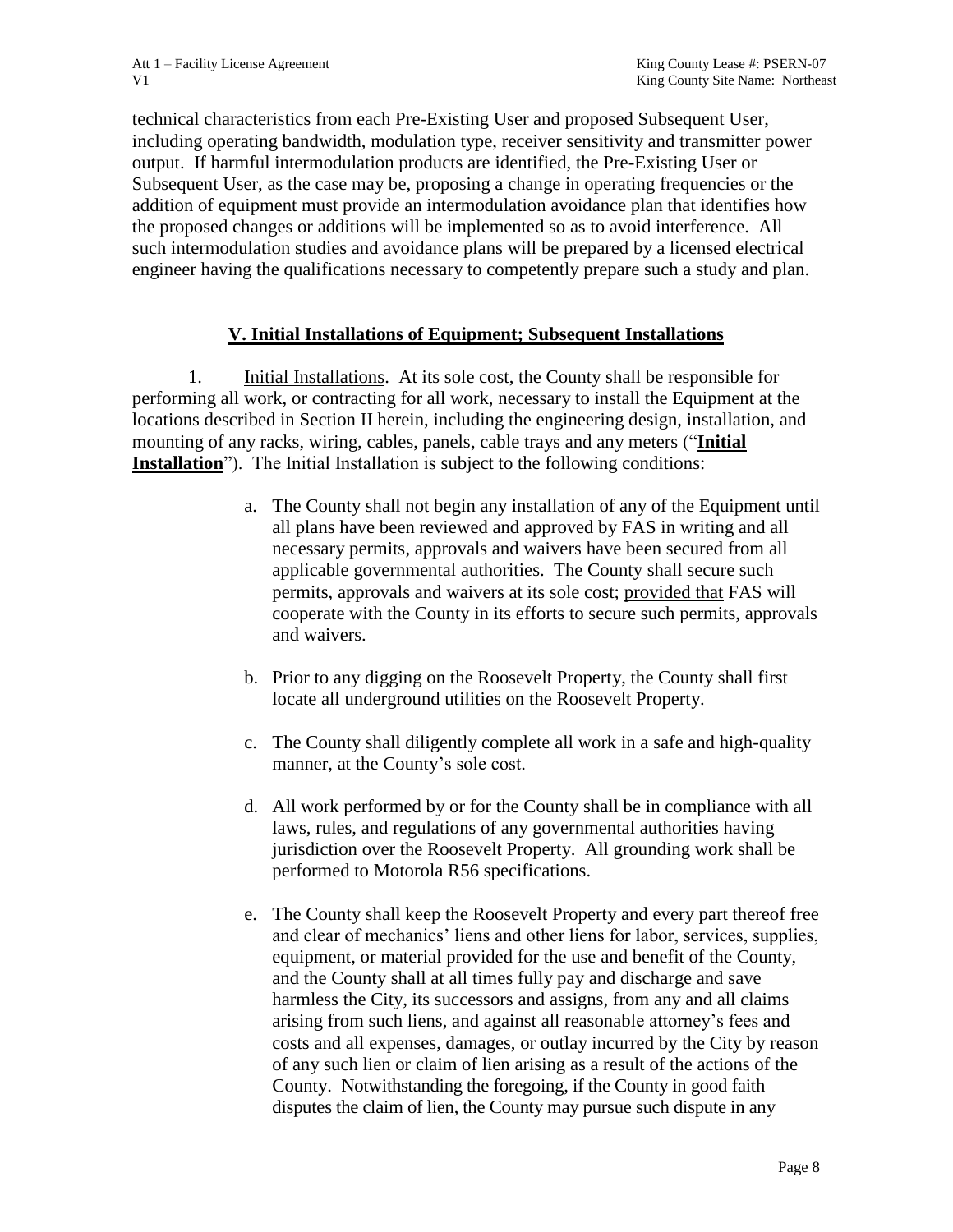technical characteristics from each Pre-Existing User and proposed Subsequent User, including operating bandwidth, modulation type, receiver sensitivity and transmitter power output. If harmful intermodulation products are identified, the Pre-Existing User or Subsequent User, as the case may be, proposing a change in operating frequencies or the addition of equipment must provide an intermodulation avoidance plan that identifies how the proposed changes or additions will be implemented so as to avoid interference. All such intermodulation studies and avoidance plans will be prepared by a licensed electrical engineer having the qualifications necessary to competently prepare such a study and plan.

## V. Initial Installations of Equipment; Subsequent Installations

1. Initial Installations. At its sole cost, the County shall be responsible for performing all work, or contracting for all work, necessary to install the Equipment at the locations described in Section II herein, including the engineering design, installation, and mounting of any racks, wiring, cables, panels, cable trays and any meters ("**Initial Installation**"). The Initial Installation is subject to the following conditions:

   a. The County shall not begin any installation of any of the Equipment until all plans have been reviewed and approved by FAS in writing and all necessary permits, approvals and waivers have been secured from all applicable governmental authorities. The County shall secure such permits, approvals and waivers at its sole cost; provided that FAS will cooperate with the County in its efforts to secure such permits, approvals and waivers.

   b. Prior to any digging on the Roosevelt Property, the County shall first locate all underground utilities on the Roosevelt Property.

   c. The County shall diligently complete all work in a safe and high-quality manner, at the County's sole cost.

   d. All work performed by or for the County shall be in compliance with all laws, rules, and regulations of any governmental authorities having jurisdiction over the Roosevelt Property. All grounding work shall be performed to Motorola R56 specifications.

   e. The County shall keep the Roosevelt Property and every part thereof free and clear of mechanics' liens and other liens for labor, services, supplies, equipment, or material provided for the use and benefit of the County, and the County shall at all times fully pay and discharge and save harmless the City, its successors and assigns, from any and all claims arising from such liens, and against all reasonable attorney's fees and costs and all expenses, damages, or outlay incurred by the City by reason of any such lien or claim of lien arising as a result of the actions of the County. Notwithstanding the foregoing, if the County in good faith disputes the claim of lien, the County may pursue such dispute in any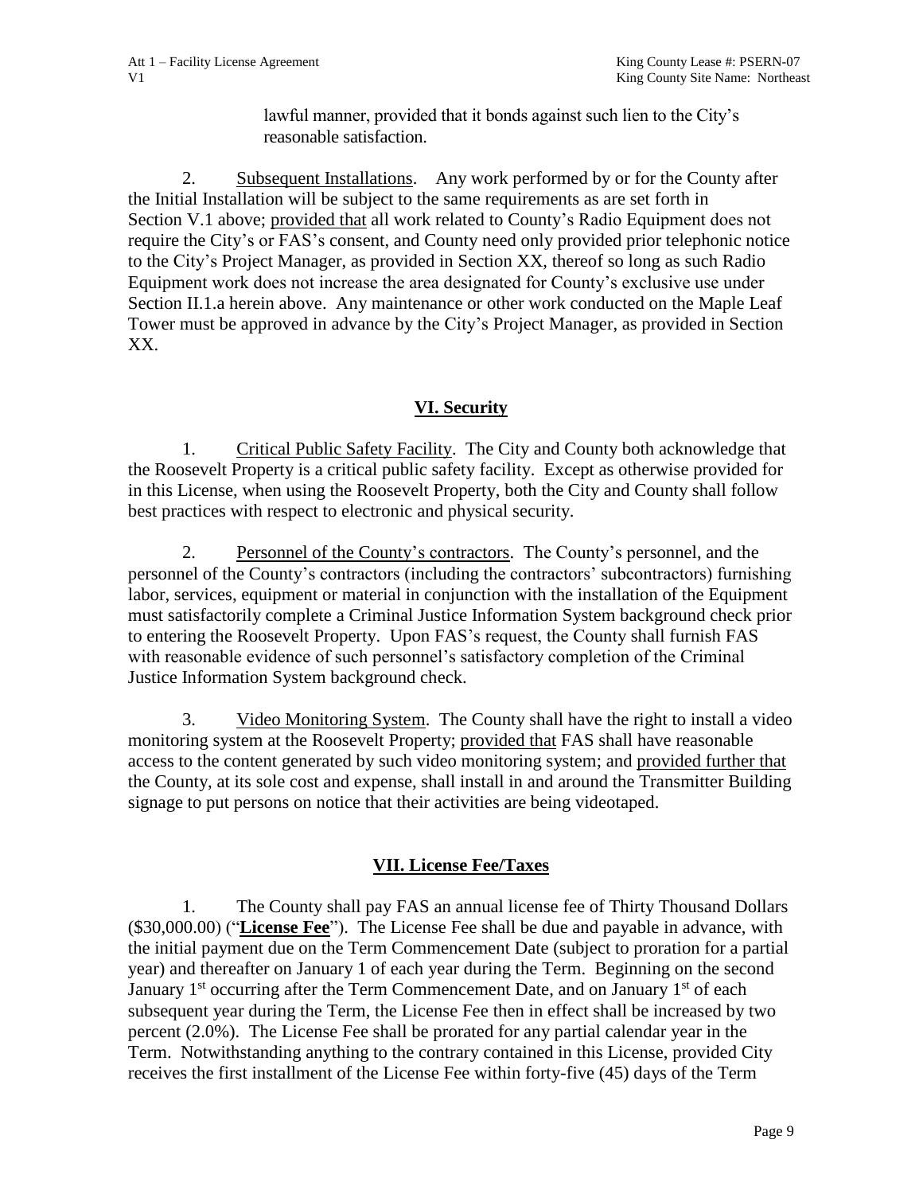lawful manner, provided that it bonds against such lien to the City's reasonable satisfaction.

2. Subsequent Installations. Any work performed by or for the County after the Initial Installation will be subject to the same requirements as are set forth in Section V.1 above; provided that all work related to County's Radio Equipment does not require the City's or FAS's consent, and County need only provided prior telephonic notice to the City's Project Manager, as provided in Section XX, thereof so long as such Radio Equipment work does not increase the area designated for County's exclusive use under Section II.1.a herein above. Any maintenance or other work conducted on the Maple Leaf Tower must be approved in advance by the City's Project Manager, as provided in Section XX.

## VI. Security

1. Critical Public Safety Facility. The City and County both acknowledge that the Roosevelt Property is a critical public safety facility. Except as otherwise provided for in this License, when using the Roosevelt Property, both the City and County shall follow best practices with respect to electronic and physical security.

2. Personnel of the County's contractors. The County's personnel, and the personnel of the County's contractors (including the contractors' subcontractors) furnishing labor, services, equipment or material in conjunction with the installation of the Equipment must satisfactorily complete a Criminal Justice Information System background check prior to entering the Roosevelt Property. Upon FAS's request, the County shall furnish FAS with reasonable evidence of such personnel's satisfactory completion of the Criminal Justice Information System background check.

3. Video Monitoring System. The County shall have the right to install a video monitoring system at the Roosevelt Property; provided that FAS shall have reasonable access to the content generated by such video monitoring system; and provided further that the County, at its sole cost and expense, shall install in and around the Transmitter Building signage to put persons on notice that their activities are being videotaped.

## VII. License Fee/Taxes

1. The County shall pay FAS an annual license fee of Thirty Thousand Dollars ($30,000.00) ("**License Fee**"). The License Fee shall be due and payable in advance, with the initial payment due on the Term Commencement Date (subject to proration for a partial year) and thereafter on January 1 of each year during the Term. Beginning on the second January 1st occurring after the Term Commencement Date, and on January 1st of each subsequent year during the Term, the License Fee then in effect shall be increased by two percent (2.0%). The License Fee shall be prorated for any partial calendar year in the Term. Notwithstanding anything to the contrary contained in this License, provided City receives the first installment of the License Fee within forty-five (45) days of the Term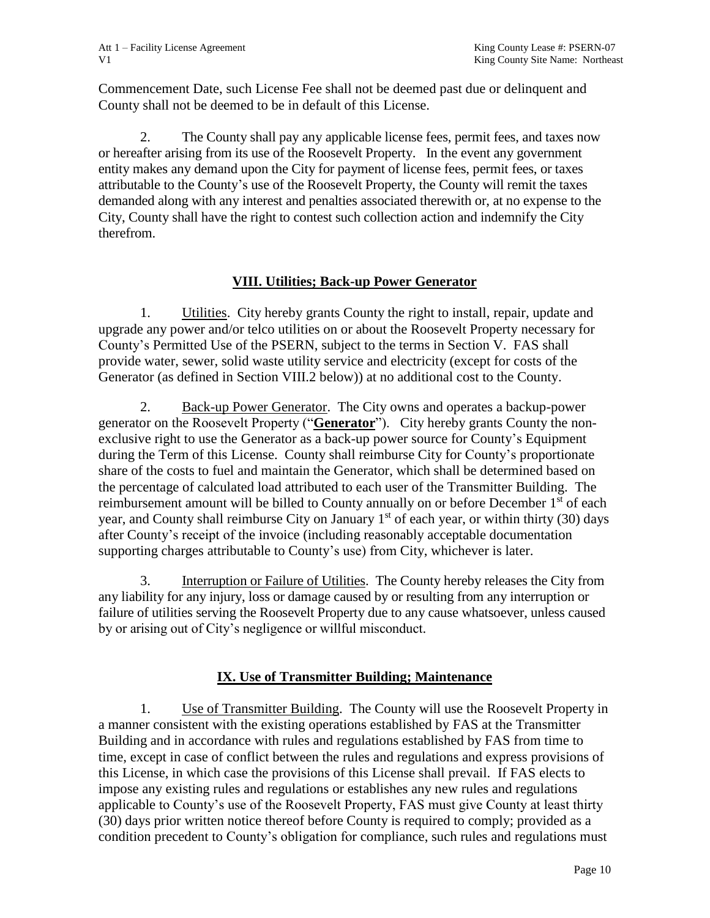Commencement Date, such License Fee shall not be deemed past due or delinquent and County shall not be deemed to be in default of this License.

2. The County shall pay any applicable license fees, permit fees, and taxes now or hereafter arising from its use of the Roosevelt Property. In the event any government entity makes any demand upon the City for payment of license fees, permit fees, or taxes attributable to the County's use of the Roosevelt Property, the County will remit the taxes demanded along with any interest and penalties associated therewith or, at no expense to the City, County shall have the right to contest such collection action and indemnify the City therefrom.

## VIII. Utilities; Back-up Power Generator

1. Utilities. City hereby grants County the right to install, repair, update and upgrade any power and/or telco utilities on or about the Roosevelt Property necessary for County's Permitted Use of the PSERN, subject to the terms in Section V. FAS shall provide water, sewer, solid waste utility service and electricity (except for costs of the Generator (as defined in Section VIII.2 below)) at no additional cost to the County.

2. Back-up Power Generator. The City owns and operates a backup-power generator on the Roosevelt Property ("**Generator**"). City hereby grants County the non-exclusive right to use the Generator as a back-up power source for County's Equipment during the Term of this License. County shall reimburse City for County's proportionate share of the costs to fuel and maintain the Generator, which shall be determined based on the percentage of calculated load attributed to each user of the Transmitter Building. The reimbursement amount will be billed to County annually on or before December 1st of each year, and County shall reimburse City on January 1st of each year, or within thirty (30) days after County's receipt of the invoice (including reasonably acceptable documentation supporting charges attributable to County's use) from City, whichever is later.

3. Interruption or Failure of Utilities. The County hereby releases the City from any liability for any injury, loss or damage caused by or resulting from any interruption or failure of utilities serving the Roosevelt Property due to any cause whatsoever, unless caused by or arising out of City's negligence or willful misconduct.

## IX. Use of Transmitter Building; Maintenance

1. Use of Transmitter Building. The County will use the Roosevelt Property in a manner consistent with the existing operations established by FAS at the Transmitter Building and in accordance with rules and regulations established by FAS from time to time, except in case of conflict between the rules and regulations and express provisions of this License, in which case the provisions of this License shall prevail. If FAS elects to impose any existing rules and regulations or establishes any new rules and regulations applicable to County's use of the Roosevelt Property, FAS must give County at least thirty (30) days prior written notice thereof before County is required to comply; provided as a condition precedent to County's obligation for compliance, such rules and regulations must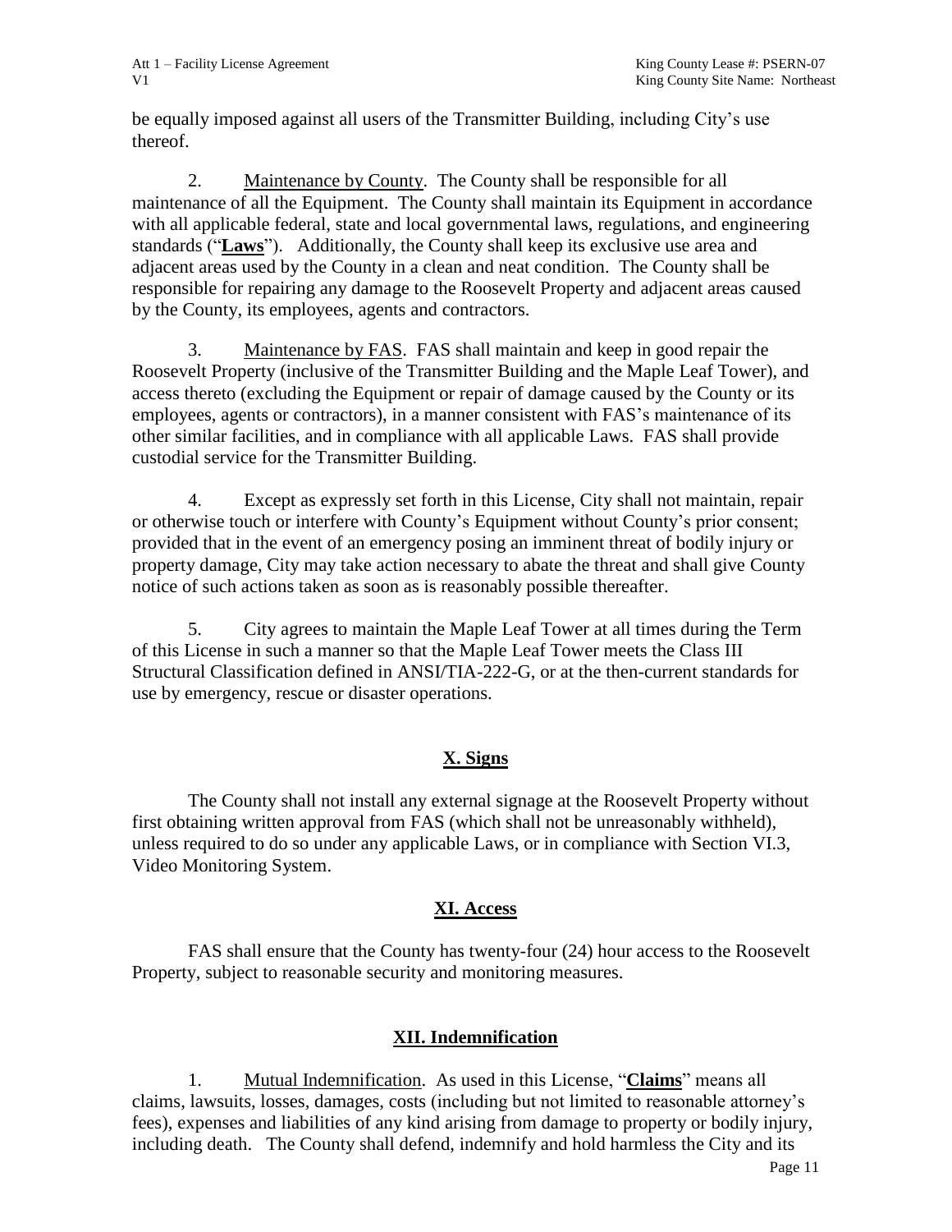be equally imposed against all users of the Transmitter Building, including City's use thereof.

2. Maintenance by County. The County shall be responsible for all maintenance of all the Equipment. The County shall maintain its Equipment in accordance with all applicable federal, state and local governmental laws, regulations, and engineering standards ("**Laws**"). Additionally, the County shall keep its exclusive use area and adjacent areas used by the County in a clean and neat condition. The County shall be responsible for repairing any damage to the Roosevelt Property and adjacent areas caused by the County, its employees, agents and contractors.

3. Maintenance by FAS. FAS shall maintain and keep in good repair the Roosevelt Property (inclusive of the Transmitter Building and the Maple Leaf Tower), and access thereto (excluding the Equipment or repair of damage caused by the County or its employees, agents or contractors), in a manner consistent with FAS's maintenance of its other similar facilities, and in compliance with all applicable Laws. FAS shall provide custodial service for the Transmitter Building.

4. Except as expressly set forth in this License, City shall not maintain, repair or otherwise touch or interfere with County's Equipment without County's prior consent; provided that in the event of an emergency posing an imminent threat of bodily injury or property damage, City may take action necessary to abate the threat and shall give County notice of such actions taken as soon as is reasonably possible thereafter.

5. City agrees to maintain the Maple Leaf Tower at all times during the Term of this License in such a manner so that the Maple Leaf Tower meets the Class III Structural Classification defined in ANSI/TIA-222-G, or at the then-current standards for use by emergency, rescue or disaster operations.

## X. Signs

The County shall not install any external signage at the Roosevelt Property without first obtaining written approval from FAS (which shall not be unreasonably withheld), unless required to do so under any applicable Laws, or in compliance with Section VI.3, Video Monitoring System.

## XI. Access

FAS shall ensure that the County has twenty-four (24) hour access to the Roosevelt Property, subject to reasonable security and monitoring measures.

## XII. Indemnification

1. Mutual Indemnification. As used in this License, "**Claims**" means all claims, lawsuits, losses, damages, costs (including but not limited to reasonable attorney's fees), expenses and liabilities of any kind arising from damage to property or bodily injury, including death. The County shall defend, indemnify and hold harmless the City and its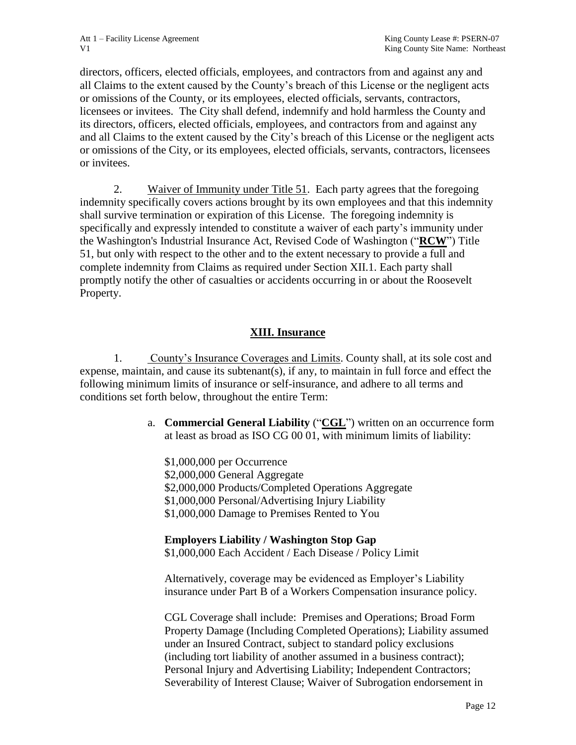directors, officers, elected officials, employees, and contractors from and against any and all Claims to the extent caused by the County's breach of this License or the negligent acts or omissions of the County, or its employees, elected officials, servants, contractors, licensees or invitees. The City shall defend, indemnify and hold harmless the County and its directors, officers, elected officials, employees, and contractors from and against any and all Claims to the extent caused by the City's breach of this License or the negligent acts or omissions of the City, or its employees, elected officials, servants, contractors, licensees or invitees.

2. Waiver of Immunity under Title 51. Each party agrees that the foregoing indemnity specifically covers actions brought by its own employees and that this indemnity shall survive termination or expiration of this License. The foregoing indemnity is specifically and expressly intended to constitute a waiver of each party's immunity under the Washington's Industrial Insurance Act, Revised Code of Washington ("**RCW**") Title 51, but only with respect to the other and to the extent necessary to provide a full and complete indemnity from Claims as required under Section XII.1. Each party shall promptly notify the other of casualties or accidents occurring in or about the Roosevelt Property.

## XIII. Insurance

1. County's Insurance Coverages and Limits. County shall, at its sole cost and expense, maintain, and cause its subtenant(s), if any, to maintain in full force and effect the following minimum limits of insurance or self-insurance, and adhere to all terms and conditions set forth below, throughout the entire Term:

a. **Commercial General Liability** ("**CGL**") written on an occurrence form at least as broad as ISO CG 00 01, with minimum limits of liability:

$1,000,000 per Occurrence
$2,000,000 General Aggregate
$2,000,000 Products/Completed Operations Aggregate
$1,000,000 Personal/Advertising Injury Liability
$1,000,000 Damage to Premises Rented to You

**Employers Liability / Washington Stop Gap**
$1,000,000 Each Accident / Each Disease / Policy Limit

Alternatively, coverage may be evidenced as Employer's Liability insurance under Part B of a Workers Compensation insurance policy.

CGL Coverage shall include: Premises and Operations; Broad Form Property Damage (Including Completed Operations); Liability assumed under an Insured Contract, subject to standard policy exclusions (including tort liability of another assumed in a business contract); Personal Injury and Advertising Liability; Independent Contractors; Severability of Interest Clause; Waiver of Subrogation endorsement in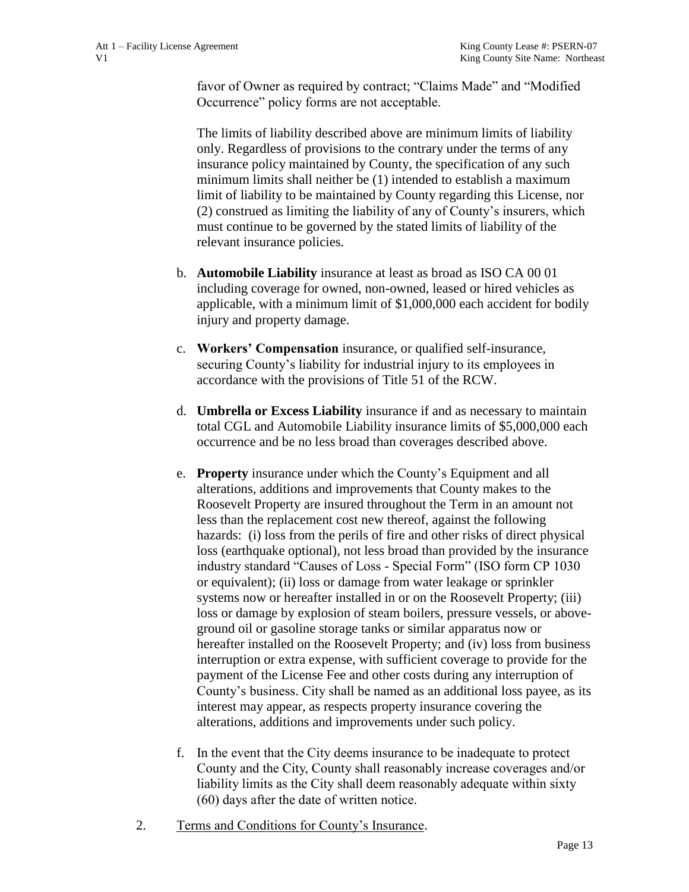favor of Owner as required by contract; "Claims Made" and "Modified Occurrence" policy forms are not acceptable.

The limits of liability described above are minimum limits of liability only. Regardless of provisions to the contrary under the terms of any insurance policy maintained by County, the specification of any such minimum limits shall neither be (1) intended to establish a maximum limit of liability to be maintained by County regarding this License, nor (2) construed as limiting the liability of any of County's insurers, which must continue to be governed by the stated limits of liability of the relevant insurance policies.

b. **Automobile Liability** insurance at least as broad as ISO CA 00 01 including coverage for owned, non-owned, leased or hired vehicles as applicable, with a minimum limit of $1,000,000 each accident for bodily injury and property damage.

c. **Workers' Compensation** insurance, or qualified self-insurance, securing County's liability for industrial injury to its employees in accordance with the provisions of Title 51 of the RCW.

d. **Umbrella or Excess Liability** insurance if and as necessary to maintain total CGL and Automobile Liability insurance limits of $5,000,000 each occurrence and be no less broad than coverages described above.

e. **Property** insurance under which the County's Equipment and all alterations, additions and improvements that County makes to the Roosevelt Property are insured throughout the Term in an amount not less than the replacement cost new thereof, against the following hazards: (i) loss from the perils of fire and other risks of direct physical loss (earthquake optional), not less broad than provided by the insurance industry standard "Causes of Loss - Special Form" (ISO form CP 1030 or equivalent); (ii) loss or damage from water leakage or sprinkler systems now or hereafter installed in or on the Roosevelt Property; (iii) loss or damage by explosion of steam boilers, pressure vessels, or above-ground oil or gasoline storage tanks or similar apparatus now or hereafter installed on the Roosevelt Property; and (iv) loss from business interruption or extra expense, with sufficient coverage to provide for the payment of the License Fee and other costs during any interruption of County's business. City shall be named as an additional loss payee, as its interest may appear, as respects property insurance covering the alterations, additions and improvements under such policy.

f. In the event that the City deems insurance to be inadequate to protect County and the City, County shall reasonably increase coverages and/or liability limits as the City shall deem reasonably adequate within sixty (60) days after the date of written notice.

2. Terms and Conditions for County's Insurance.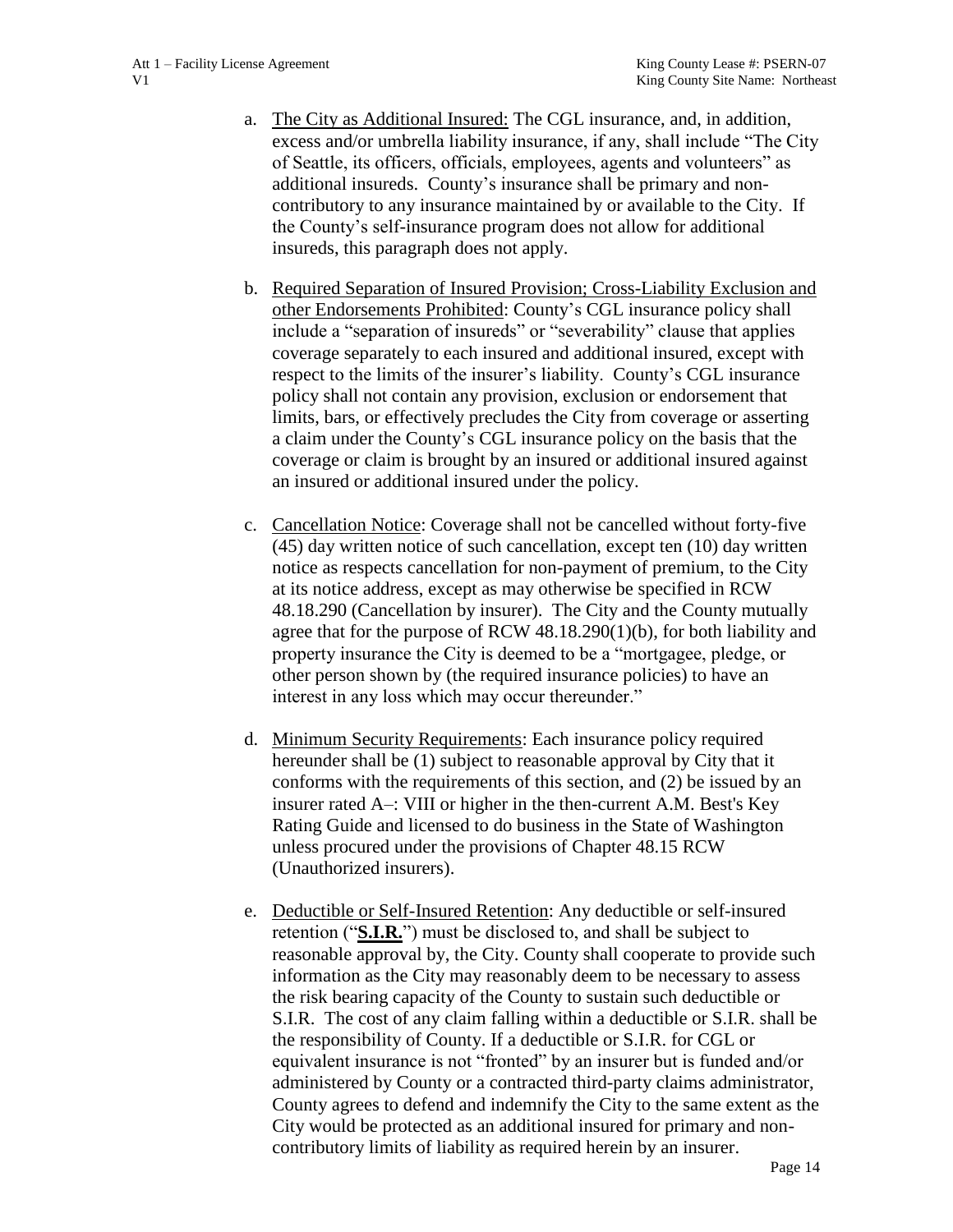a. <u>The City as Additional Insured:</u> The CGL insurance, and, in addition, excess and/or umbrella liability insurance, if any, shall include "The City of Seattle, its officers, officials, employees, agents and volunteers" as additional insureds. County's insurance shall be primary and non-contributory to any insurance maintained by or available to the City. If the County's self-insurance program does not allow for additional insureds, this paragraph does not apply.

b. <u>Required Separation of Insured Provision; Cross-Liability Exclusion and other Endorsements Prohibited</u>: County's CGL insurance policy shall include a "separation of insureds" or "severability" clause that applies coverage separately to each insured and additional insured, except with respect to the limits of the insurer's liability. County's CGL insurance policy shall not contain any provision, exclusion or endorsement that limits, bars, or effectively precludes the City from coverage or asserting a claim under the County's CGL insurance policy on the basis that the coverage or claim is brought by an insured or additional insured against an insured or additional insured under the policy.

c. <u>Cancellation Notice</u>: Coverage shall not be cancelled without forty-five (45) day written notice of such cancellation, except ten (10) day written notice as respects cancellation for non-payment of premium, to the City at its notice address, except as may otherwise be specified in RCW 48.18.290 (Cancellation by insurer). The City and the County mutually agree that for the purpose of RCW 48.18.290(1)(b), for both liability and property insurance the City is deemed to be a "mortgagee, pledge, or other person shown by (the required insurance policies) to have an interest in any loss which may occur thereunder."

d. <u>Minimum Security Requirements</u>: Each insurance policy required hereunder shall be (1) subject to reasonable approval by City that it conforms with the requirements of this section, and (2) be issued by an insurer rated A–: VIII or higher in the then-current A.M. Best's Key Rating Guide and licensed to do business in the State of Washington unless procured under the provisions of Chapter 48.15 RCW (Unauthorized insurers).

e. <u>Deductible or Self-Insured Retention</u>: Any deductible or self-insured retention ("**<u>S.I.R.</u>**") must be disclosed to, and shall be subject to reasonable approval by, the City. County shall cooperate to provide such information as the City may reasonably deem to be necessary to assess the risk bearing capacity of the County to sustain such deductible or S.I.R. The cost of any claim falling within a deductible or S.I.R. shall be the responsibility of County. If a deductible or S.I.R. for CGL or equivalent insurance is not "fronted" by an insurer but is funded and/or administered by County or a contracted third-party claims administrator, County agrees to defend and indemnify the City to the same extent as the City would be protected as an additional insured for primary and non-contributory limits of liability as required herein by an insurer.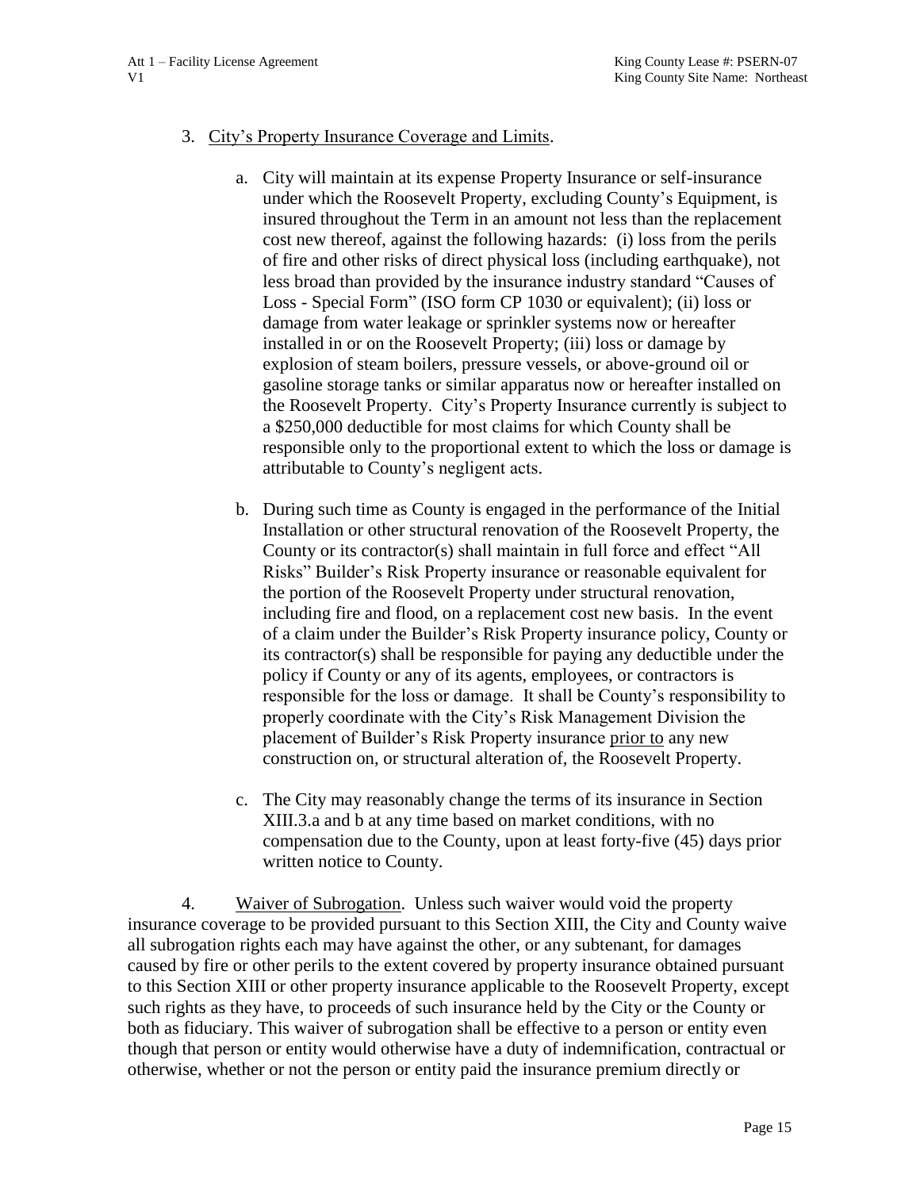3. City's Property Insurance Coverage and Limits.

   a. City will maintain at its expense Property Insurance or self-insurance under which the Roosevelt Property, excluding County's Equipment, is insured throughout the Term in an amount not less than the replacement cost new thereof, against the following hazards: (i) loss from the perils of fire and other risks of direct physical loss (including earthquake), not less broad than provided by the insurance industry standard "Causes of Loss - Special Form" (ISO form CP 1030 or equivalent); (ii) loss or damage from water leakage or sprinkler systems now or hereafter installed in or on the Roosevelt Property; (iii) loss or damage by explosion of steam boilers, pressure vessels, or above-ground oil or gasoline storage tanks or similar apparatus now or hereafter installed on the Roosevelt Property. City's Property Insurance currently is subject to a $250,000 deductible for most claims for which County shall be responsible only to the proportional extent to which the loss or damage is attributable to County's negligent acts.

   b. During such time as County is engaged in the performance of the Initial Installation or other structural renovation of the Roosevelt Property, the County or its contractor(s) shall maintain in full force and effect "All Risks" Builder's Risk Property insurance or reasonable equivalent for the portion of the Roosevelt Property under structural renovation, including fire and flood, on a replacement cost new basis. In the event of a claim under the Builder's Risk Property insurance policy, County or its contractor(s) shall be responsible for paying any deductible under the policy if County or any of its agents, employees, or contractors is responsible for the loss or damage. It shall be County's responsibility to properly coordinate with the City's Risk Management Division the placement of Builder's Risk Property insurance <u>prior to</u> any new construction on, or structural alteration of, the Roosevelt Property.

   c. The City may reasonably change the terms of its insurance in Section XIII.3.a and b at any time based on market conditions, with no compensation due to the County, upon at least forty-five (45) days prior written notice to County.

4. Waiver of Subrogation. Unless such waiver would void the property insurance coverage to be provided pursuant to this Section XIII, the City and County waive all subrogation rights each may have against the other, or any subtenant, for damages caused by fire or other perils to the extent covered by property insurance obtained pursuant to this Section XIII or other property insurance applicable to the Roosevelt Property, except such rights as they have, to proceeds of such insurance held by the City or the County or both as fiduciary. This waiver of subrogation shall be effective to a person or entity even though that person or entity would otherwise have a duty of indemnification, contractual or otherwise, whether or not the person or entity paid the insurance premium directly or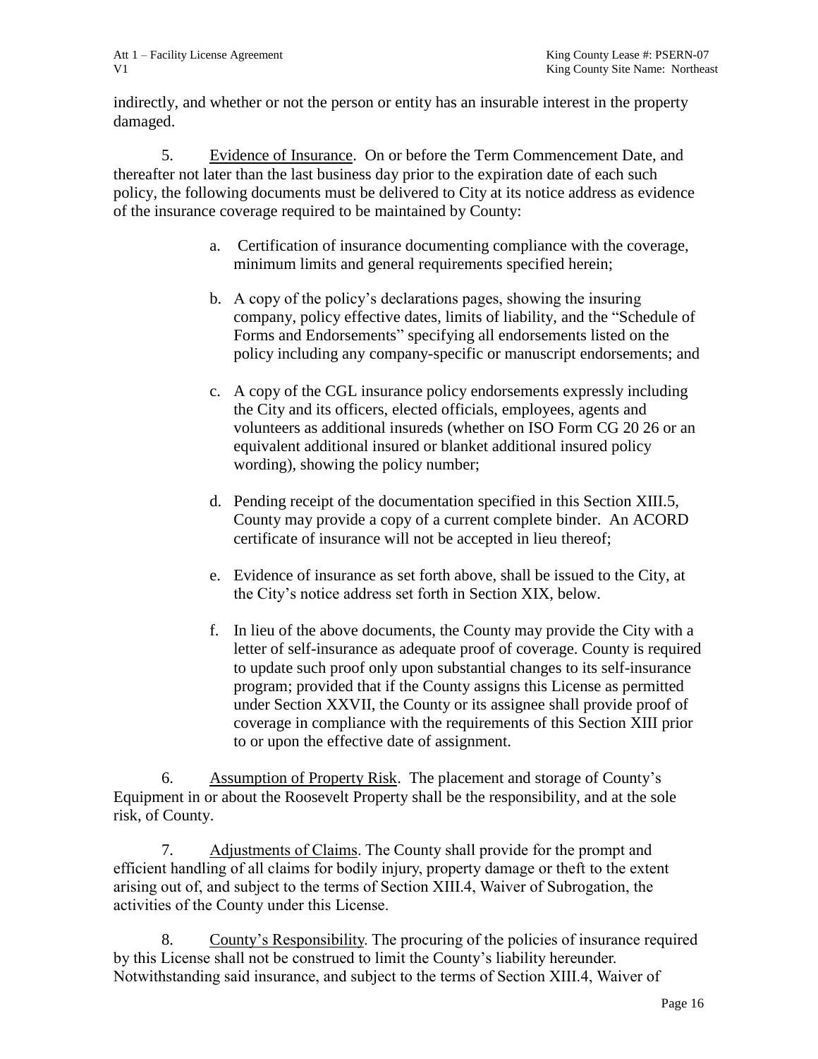indirectly, and whether or not the person or entity has an insurable interest in the property damaged.

5. Evidence of Insurance. On or before the Term Commencement Date, and thereafter not later than the last business day prior to the expiration date of each such policy, the following documents must be delivered to City at its notice address as evidence of the insurance coverage required to be maintained by County:

a. Certification of insurance documenting compliance with the coverage, minimum limits and general requirements specified herein;

b. A copy of the policy's declarations pages, showing the insuring company, policy effective dates, limits of liability, and the "Schedule of Forms and Endorsements" specifying all endorsements listed on the policy including any company-specific or manuscript endorsements; and

c. A copy of the CGL insurance policy endorsements expressly including the City and its officers, elected officials, employees, agents and volunteers as additional insureds (whether on ISO Form CG 20 26 or an equivalent additional insured or blanket additional insured policy wording), showing the policy number;

d. Pending receipt of the documentation specified in this Section XIII.5, County may provide a copy of a current complete binder. An ACORD certificate of insurance will not be accepted in lieu thereof;

e. Evidence of insurance as set forth above, shall be issued to the City, at the City's notice address set forth in Section XIX, below.

f. In lieu of the above documents, the County may provide the City with a letter of self-insurance as adequate proof of coverage. County is required to update such proof only upon substantial changes to its self-insurance program; provided that if the County assigns this License as permitted under Section XXVII, the County or its assignee shall provide proof of coverage in compliance with the requirements of this Section XIII prior to or upon the effective date of assignment.

6. Assumption of Property Risk. The placement and storage of County's Equipment in or about the Roosevelt Property shall be the responsibility, and at the sole risk, of County.

7. Adjustments of Claims. The County shall provide for the prompt and efficient handling of all claims for bodily injury, property damage or theft to the extent arising out of, and subject to the terms of Section XIII.4, Waiver of Subrogation, the activities of the County under this License.

8. County's Responsibility. The procuring of the policies of insurance required by this License shall not be construed to limit the County's liability hereunder. Notwithstanding said insurance, and subject to the terms of Section XIII.4, Waiver of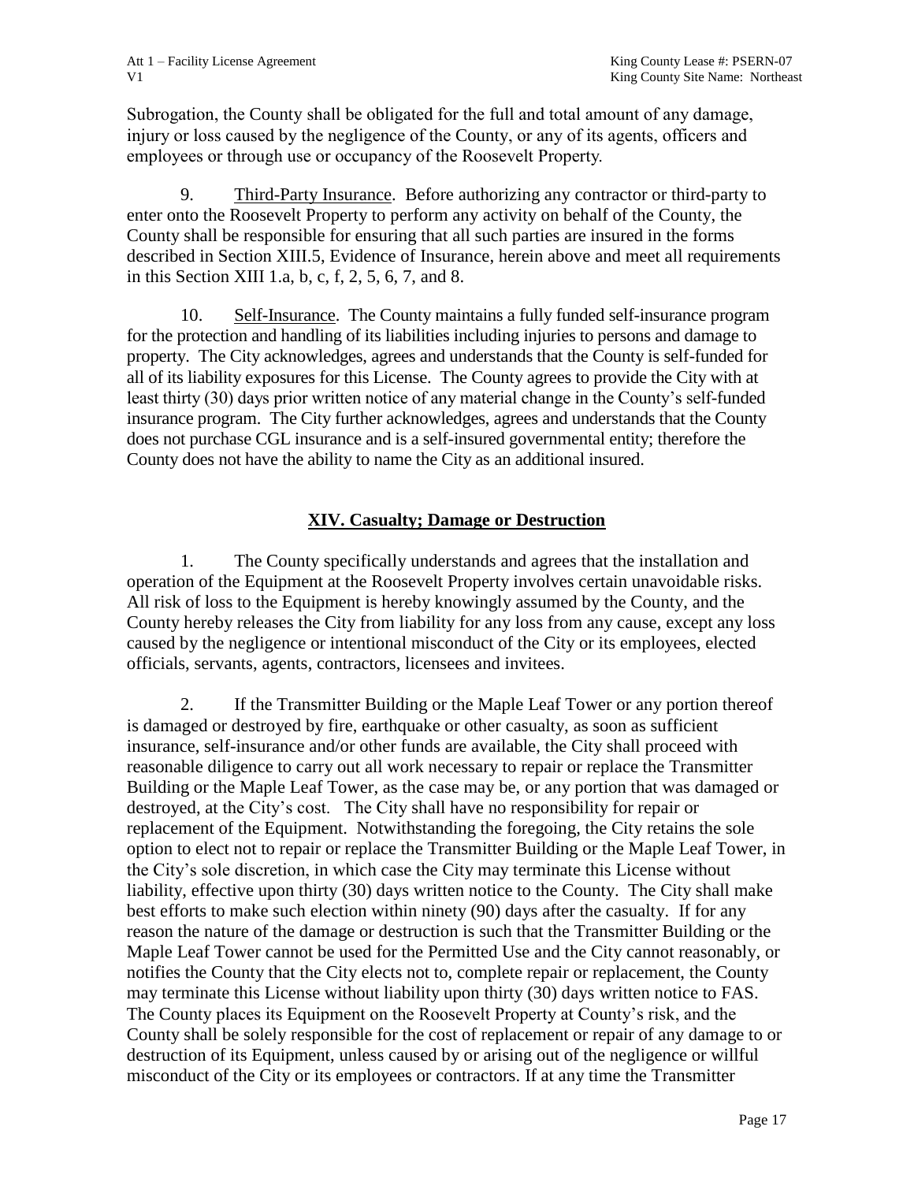Subrogation, the County shall be obligated for the full and total amount of any damage, injury or loss caused by the negligence of the County, or any of its agents, officers and employees or through use or occupancy of the Roosevelt Property.

9. Third-Party Insurance. Before authorizing any contractor or third-party to enter onto the Roosevelt Property to perform any activity on behalf of the County, the County shall be responsible for ensuring that all such parties are insured in the forms described in Section XIII.5, Evidence of Insurance, herein above and meet all requirements in this Section XIII 1.a, b, c, f, 2, 5, 6, 7, and 8.

10. Self-Insurance. The County maintains a fully funded self-insurance program for the protection and handling of its liabilities including injuries to persons and damage to property. The City acknowledges, agrees and understands that the County is self-funded for all of its liability exposures for this License. The County agrees to provide the City with at least thirty (30) days prior written notice of any material change in the County's self-funded insurance program. The City further acknowledges, agrees and understands that the County does not purchase CGL insurance and is a self-insured governmental entity; therefore the County does not have the ability to name the City as an additional insured.

## XIV. Casualty; Damage or Destruction

1. The County specifically understands and agrees that the installation and operation of the Equipment at the Roosevelt Property involves certain unavoidable risks. All risk of loss to the Equipment is hereby knowingly assumed by the County, and the County hereby releases the City from liability for any loss from any cause, except any loss caused by the negligence or intentional misconduct of the City or its employees, elected officials, servants, agents, contractors, licensees and invitees.

2. If the Transmitter Building or the Maple Leaf Tower or any portion thereof is damaged or destroyed by fire, earthquake or other casualty, as soon as sufficient insurance, self-insurance and/or other funds are available, the City shall proceed with reasonable diligence to carry out all work necessary to repair or replace the Transmitter Building or the Maple Leaf Tower, as the case may be, or any portion that was damaged or destroyed, at the City's cost. The City shall have no responsibility for repair or replacement of the Equipment. Notwithstanding the foregoing, the City retains the sole option to elect not to repair or replace the Transmitter Building or the Maple Leaf Tower, in the City's sole discretion, in which case the City may terminate this License without liability, effective upon thirty (30) days written notice to the County. The City shall make best efforts to make such election within ninety (90) days after the casualty. If for any reason the nature of the damage or destruction is such that the Transmitter Building or the Maple Leaf Tower cannot be used for the Permitted Use and the City cannot reasonably, or notifies the County that the City elects not to, complete repair or replacement, the County may terminate this License without liability upon thirty (30) days written notice to FAS. The County places its Equipment on the Roosevelt Property at County's risk, and the County shall be solely responsible for the cost of replacement or repair of any damage to or destruction of its Equipment, unless caused by or arising out of the negligence or willful misconduct of the City or its employees or contractors. If at any time the Transmitter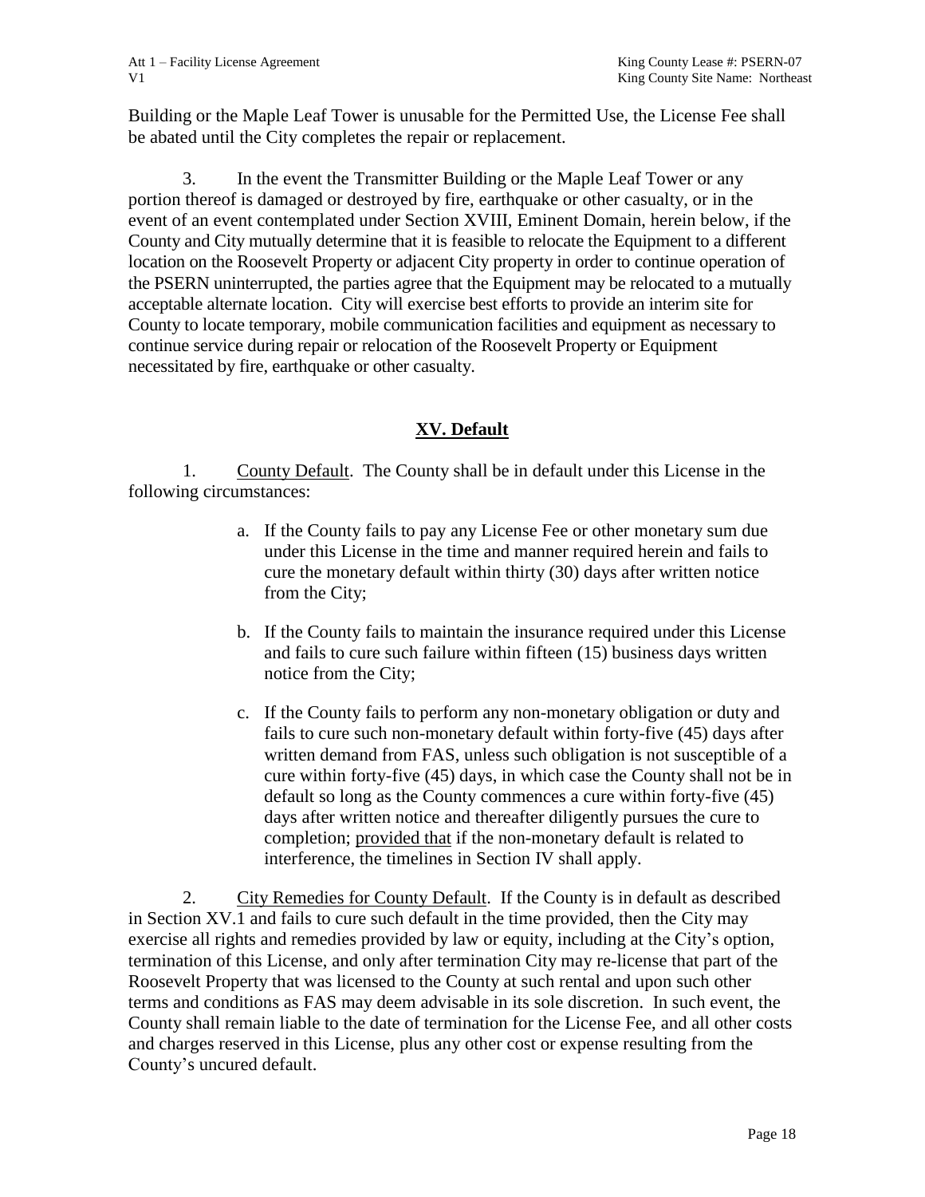Building or the Maple Leaf Tower is unusable for the Permitted Use, the License Fee shall be abated until the City completes the repair or replacement.

3. In the event the Transmitter Building or the Maple Leaf Tower or any portion thereof is damaged or destroyed by fire, earthquake or other casualty, or in the event of an event contemplated under Section XVIII, Eminent Domain, herein below, if the County and City mutually determine that it is feasible to relocate the Equipment to a different location on the Roosevelt Property or adjacent City property in order to continue operation of the PSERN uninterrupted, the parties agree that the Equipment may be relocated to a mutually acceptable alternate location. City will exercise best efforts to provide an interim site for County to locate temporary, mobile communication facilities and equipment as necessary to continue service during repair or relocation of the Roosevelt Property or Equipment necessitated by fire, earthquake or other casualty.

## XV. Default

1. County Default. The County shall be in default under this License in the following circumstances:

a. If the County fails to pay any License Fee or other monetary sum due under this License in the time and manner required herein and fails to cure the monetary default within thirty (30) days after written notice from the City;

b. If the County fails to maintain the insurance required under this License and fails to cure such failure within fifteen (15) business days written notice from the City;

c. If the County fails to perform any non-monetary obligation or duty and fails to cure such non-monetary default within forty-five (45) days after written demand from FAS, unless such obligation is not susceptible of a cure within forty-five (45) days, in which case the County shall not be in default so long as the County commences a cure within forty-five (45) days after written notice and thereafter diligently pursues the cure to completion; provided that if the non-monetary default is related to interference, the timelines in Section IV shall apply.

2. City Remedies for County Default. If the County is in default as described in Section XV.1 and fails to cure such default in the time provided, then the City may exercise all rights and remedies provided by law or equity, including at the City's option, termination of this License, and only after termination City may re-license that part of the Roosevelt Property that was licensed to the County at such rental and upon such other terms and conditions as FAS may deem advisable in its sole discretion. In such event, the County shall remain liable to the date of termination for the License Fee, and all other costs and charges reserved in this License, plus any other cost or expense resulting from the County's uncured default.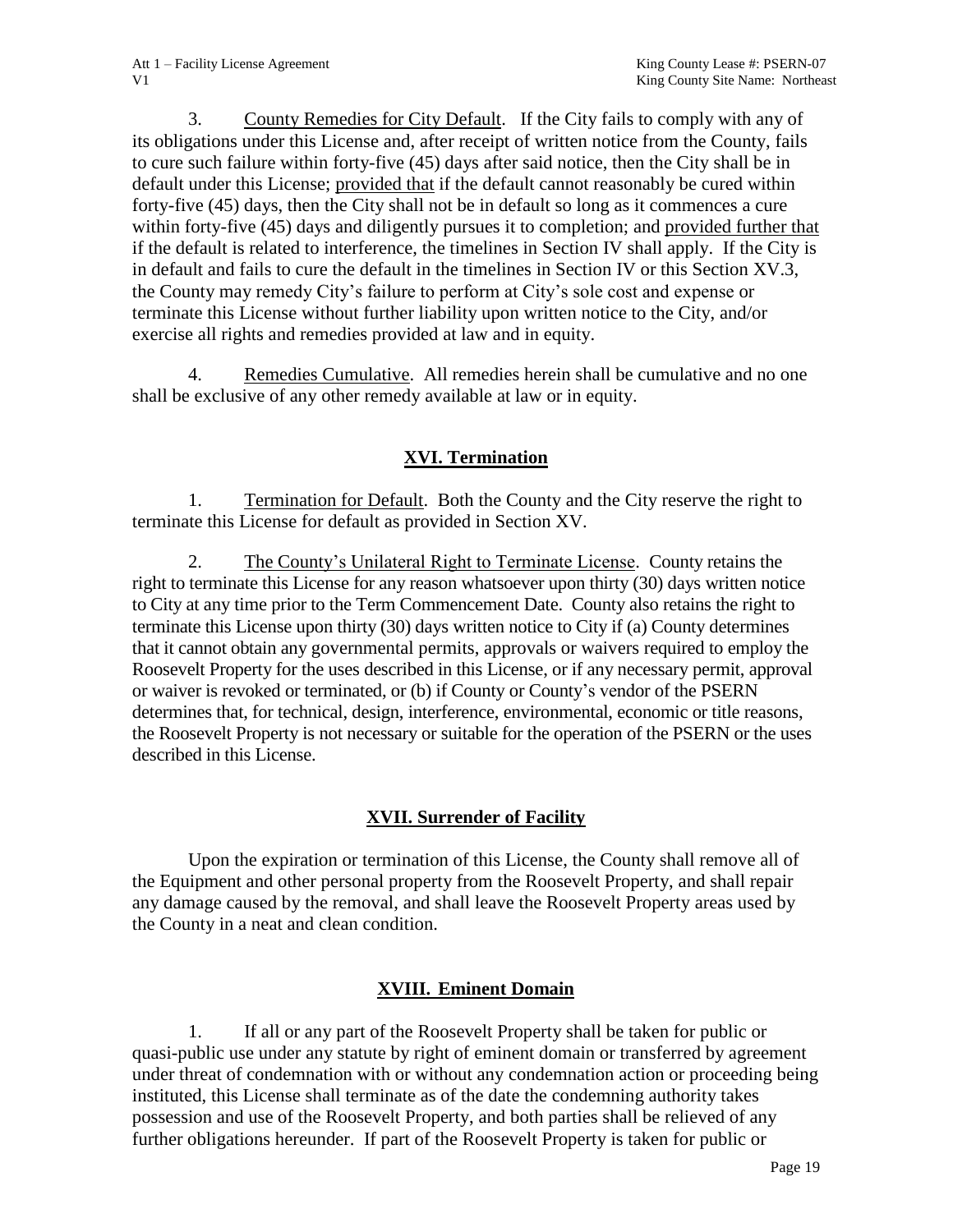3. <u>County Remedies for City Default</u>. If the City fails to comply with any of its obligations under this License and, after receipt of written notice from the County, fails to cure such failure within forty-five (45) days after said notice, then the City shall be in default under this License; <u>provided that</u> if the default cannot reasonably be cured within forty-five (45) days, then the City shall not be in default so long as it commences a cure within forty-five (45) days and diligently pursues it to completion; and <u>provided further that</u> if the default is related to interference, the timelines in Section IV shall apply. If the City is in default and fails to cure the default in the timelines in Section IV or this Section XV.3, the County may remedy City's failure to perform at City's sole cost and expense or terminate this License without further liability upon written notice to the City, and/or exercise all rights and remedies provided at law and in equity.

4. <u>Remedies Cumulative</u>. All remedies herein shall be cumulative and no one shall be exclusive of any other remedy available at law or in equity.

## XVI. Termination

1. <u>Termination for Default</u>. Both the County and the City reserve the right to terminate this License for default as provided in Section XV.

2. <u>The County's Unilateral Right to Terminate License</u>. County retains the right to terminate this License for any reason whatsoever upon thirty (30) days written notice to City at any time prior to the Term Commencement Date. County also retains the right to terminate this License upon thirty (30) days written notice to City if (a) County determines that it cannot obtain any governmental permits, approvals or waivers required to employ the Roosevelt Property for the uses described in this License, or if any necessary permit, approval or waiver is revoked or terminated, or (b) if County or County's vendor of the PSERN determines that, for technical, design, interference, environmental, economic or title reasons, the Roosevelt Property is not necessary or suitable for the operation of the PSERN or the uses described in this License.

## XVII. Surrender of Facility

Upon the expiration or termination of this License, the County shall remove all of the Equipment and other personal property from the Roosevelt Property, and shall repair any damage caused by the removal, and shall leave the Roosevelt Property areas used by the County in a neat and clean condition.

## XVIII. Eminent Domain

1. If all or any part of the Roosevelt Property shall be taken for public or quasi-public use under any statute by right of eminent domain or transferred by agreement under threat of condemnation with or without any condemnation action or proceeding being instituted, this License shall terminate as of the date the condemning authority takes possession and use of the Roosevelt Property, and both parties shall be relieved of any further obligations hereunder. If part of the Roosevelt Property is taken for public or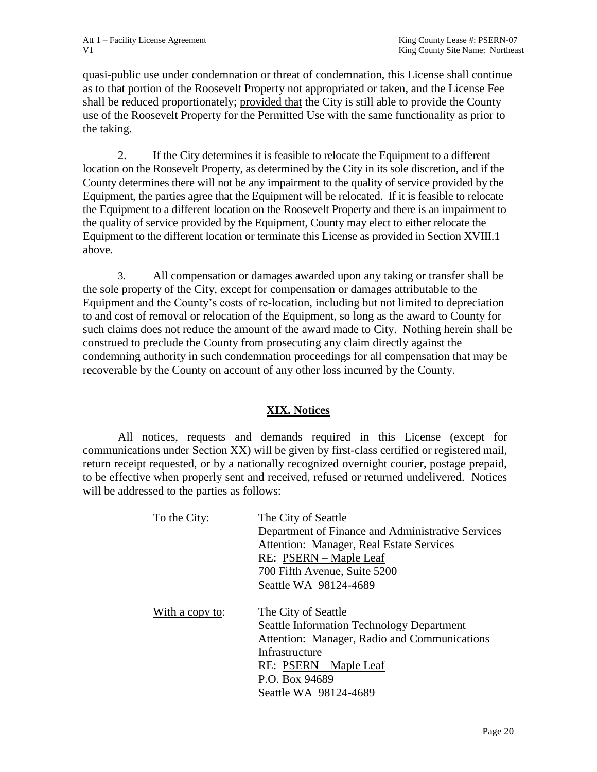quasi-public use under condemnation or threat of condemnation, this License shall continue as to that portion of the Roosevelt Property not appropriated or taken, and the License Fee shall be reduced proportionately; <u>provided that</u> the City is still able to provide the County use of the Roosevelt Property for the Permitted Use with the same functionality as prior to the taking.

2. If the City determines it is feasible to relocate the Equipment to a different location on the Roosevelt Property, as determined by the City in its sole discretion, and if the County determines there will not be any impairment to the quality of service provided by the Equipment, the parties agree that the Equipment will be relocated. If it is feasible to relocate the Equipment to a different location on the Roosevelt Property and there is an impairment to the quality of service provided by the Equipment, County may elect to either relocate the Equipment to the different location or terminate this License as provided in Section XVIII.1 above.

3. All compensation or damages awarded upon any taking or transfer shall be the sole property of the City, except for compensation or damages attributable to the Equipment and the County's costs of re-location, including but not limited to depreciation to and cost of removal or relocation of the Equipment, so long as the award to County for such claims does not reduce the amount of the award made to City. Nothing herein shall be construed to preclude the County from prosecuting any claim directly against the condemning authority in such condemnation proceedings for all compensation that may be recoverable by the County on account of any other loss incurred by the County.

## XIX. Notices

All notices, requests and demands required in this License (except for communications under Section XX) will be given by first-class certified or registered mail, return receipt requested, or by a nationally recognized overnight courier, postage prepaid, to be effective when properly sent and received, refused or returned undelivered. Notices will be addressed to the parties as follows:

<u>To the City</u>:
The City of Seattle
Department of Finance and Administrative Services
Attention: Manager, Real Estate Services
RE: <u>PSERN – Maple Leaf</u>
700 Fifth Avenue, Suite 5200
Seattle WA 98124-4689

<u>With a copy to</u>:
The City of Seattle
Seattle Information Technology Department
Attention: Manager, Radio and Communications Infrastructure
RE: <u>PSERN – Maple Leaf</u>
P.O. Box 94689
Seattle WA 98124-4689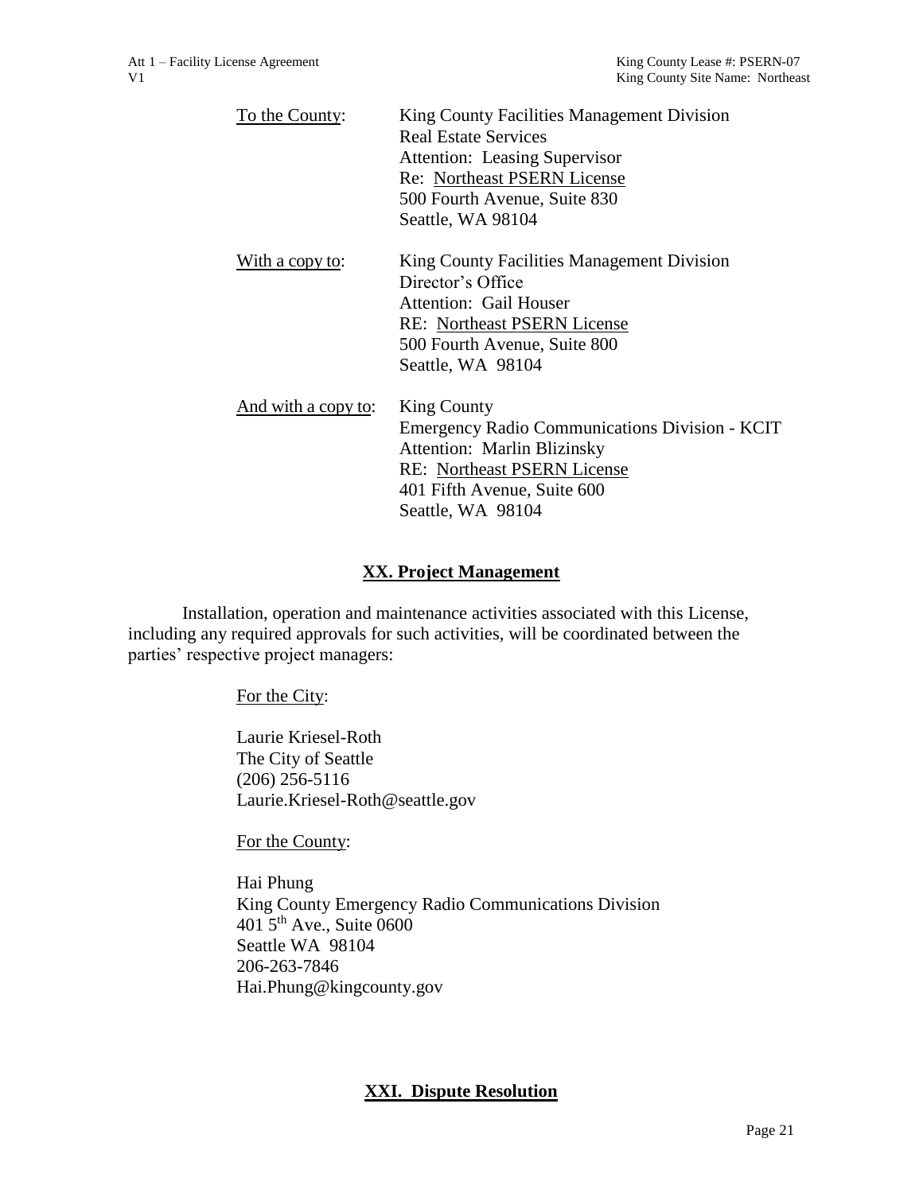<u>To the County</u>: King County Facilities Management Division
Real Estate Services
Attention: Leasing Supervisor
Re: <u>Northeast PSERN License</u>
500 Fourth Avenue, Suite 830
Seattle, WA 98104

<u>With a copy to</u>: King County Facilities Management Division
Director's Office
Attention: Gail Houser
RE: <u>Northeast PSERN License</u>
500 Fourth Avenue, Suite 800
Seattle, WA 98104

<u>And with a copy to</u>: King County
Emergency Radio Communications Division - KCIT
Attention: Marlin Blizinsky
RE: <u>Northeast PSERN License</u>
401 Fifth Avenue, Suite 600
Seattle, WA 98104

## XX. Project Management

Installation, operation and maintenance activities associated with this License, including any required approvals for such activities, will be coordinated between the parties' respective project managers:

<u>For the City</u>:

Laurie Kriesel-Roth
The City of Seattle
(206) 256-5116
Laurie.Kriesel-Roth@seattle.gov

<u>For the County</u>:

Hai Phung
King County Emergency Radio Communications Division
401 5th Ave., Suite 0600
Seattle WA 98104
206-263-7846
Hai.Phung@kingcounty.gov

## XXI. Dispute Resolution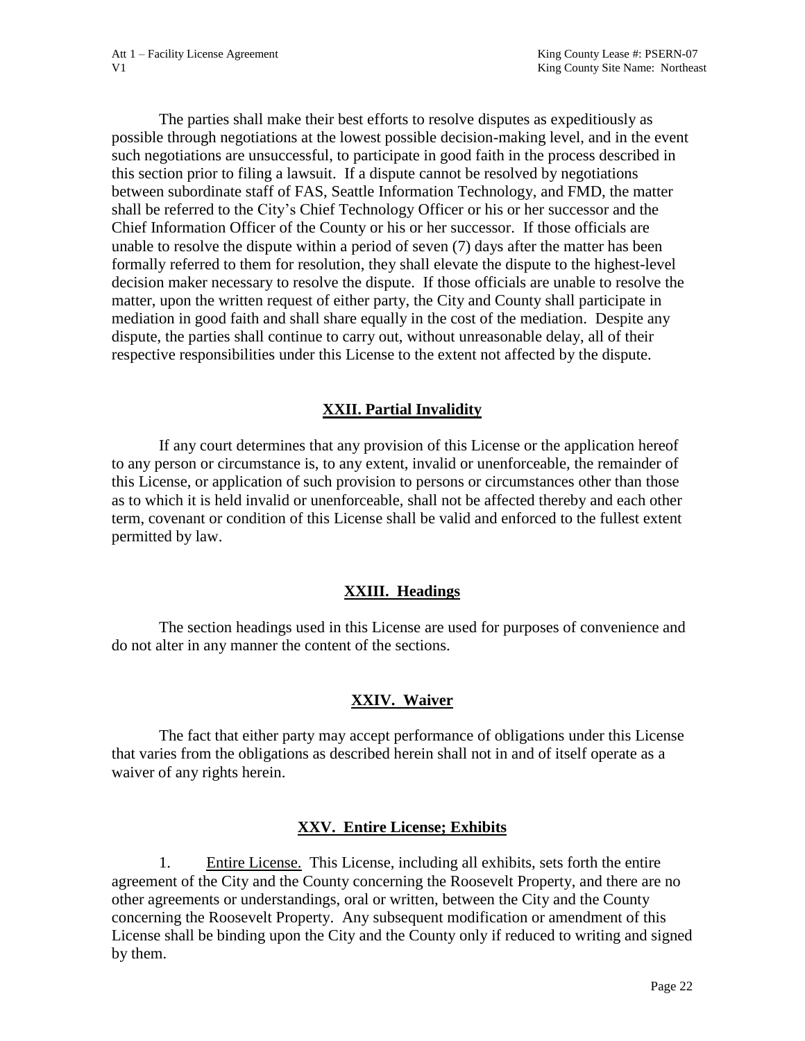The parties shall make their best efforts to resolve disputes as expeditiously as possible through negotiations at the lowest possible decision-making level, and in the event such negotiations are unsuccessful, to participate in good faith in the process described in this section prior to filing a lawsuit. If a dispute cannot be resolved by negotiations between subordinate staff of FAS, Seattle Information Technology, and FMD, the matter shall be referred to the City's Chief Technology Officer or his or her successor and the Chief Information Officer of the County or his or her successor. If those officials are unable to resolve the dispute within a period of seven (7) days after the matter has been formally referred to them for resolution, they shall elevate the dispute to the highest-level decision maker necessary to resolve the dispute. If those officials are unable to resolve the matter, upon the written request of either party, the City and County shall participate in mediation in good faith and shall share equally in the cost of the mediation. Despite any dispute, the parties shall continue to carry out, without unreasonable delay, all of their respective responsibilities under this License to the extent not affected by the dispute.

## XXII. Partial Invalidity

If any court determines that any provision of this License or the application hereof to any person or circumstance is, to any extent, invalid or unenforceable, the remainder of this License, or application of such provision to persons or circumstances other than those as to which it is held invalid or unenforceable, shall not be affected thereby and each other term, covenant or condition of this License shall be valid and enforced to the fullest extent permitted by law.

## XXIII. Headings

The section headings used in this License are used for purposes of convenience and do not alter in any manner the content of the sections.

## XXIV. Waiver

The fact that either party may accept performance of obligations under this License that varies from the obligations as described herein shall not in and of itself operate as a waiver of any rights herein.

## XXV. Entire License; Exhibits

1. Entire License. This License, including all exhibits, sets forth the entire agreement of the City and the County concerning the Roosevelt Property, and there are no other agreements or understandings, oral or written, between the City and the County concerning the Roosevelt Property. Any subsequent modification or amendment of this License shall be binding upon the City and the County only if reduced to writing and signed by them.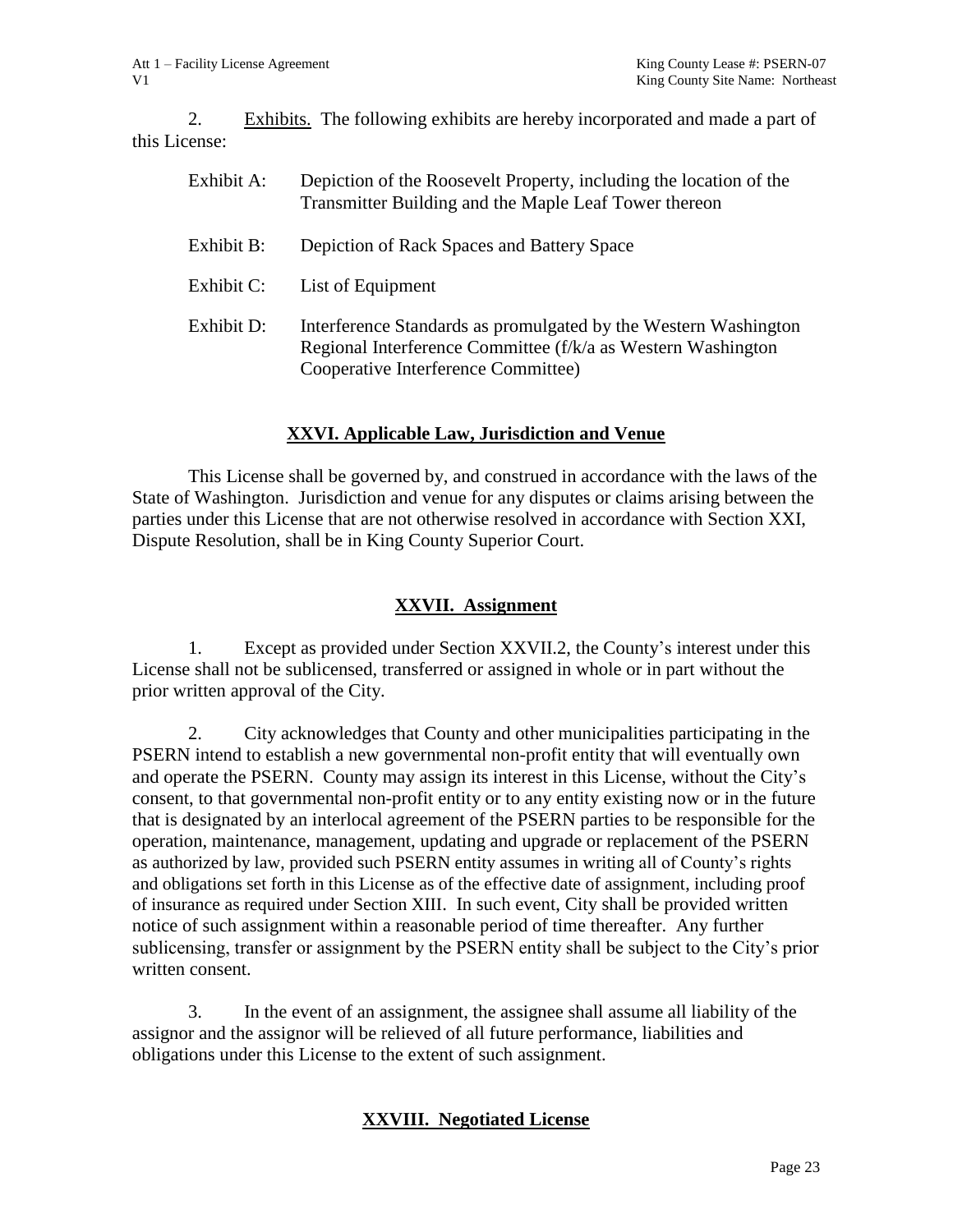2. Exhibits. The following exhibits are hereby incorporated and made a part of this License:

| | |
|---|---|
| Exhibit A: | Depiction of the Roosevelt Property, including the location of the Transmitter Building and the Maple Leaf Tower thereon |
| Exhibit B: | Depiction of Rack Spaces and Battery Space |
| Exhibit C: | List of Equipment |
| Exhibit D: | Interference Standards as promulgated by the Western Washington Regional Interference Committee (f/k/a as Western Washington Cooperative Interference Committee) |

## XXVI. Applicable Law, Jurisdiction and Venue

This License shall be governed by, and construed in accordance with the laws of the State of Washington. Jurisdiction and venue for any disputes or claims arising between the parties under this License that are not otherwise resolved in accordance with Section XXI, Dispute Resolution, shall be in King County Superior Court.

## XXVII. Assignment

1. Except as provided under Section XXVII.2, the County's interest under this License shall not be sublicensed, transferred or assigned in whole or in part without the prior written approval of the City.

2. City acknowledges that County and other municipalities participating in the PSERN intend to establish a new governmental non-profit entity that will eventually own and operate the PSERN. County may assign its interest in this License, without the City's consent, to that governmental non-profit entity or to any entity existing now or in the future that is designated by an interlocal agreement of the PSERN parties to be responsible for the operation, maintenance, management, updating and upgrade or replacement of the PSERN as authorized by law, provided such PSERN entity assumes in writing all of County's rights and obligations set forth in this License as of the effective date of assignment, including proof of insurance as required under Section XIII. In such event, City shall be provided written notice of such assignment within a reasonable period of time thereafter. Any further sublicensing, transfer or assignment by the PSERN entity shall be subject to the City's prior written consent.

3. In the event of an assignment, the assignee shall assume all liability of the assignor and the assignor will be relieved of all future performance, liabilities and obligations under this License to the extent of such assignment.

## XXVIII. Negotiated License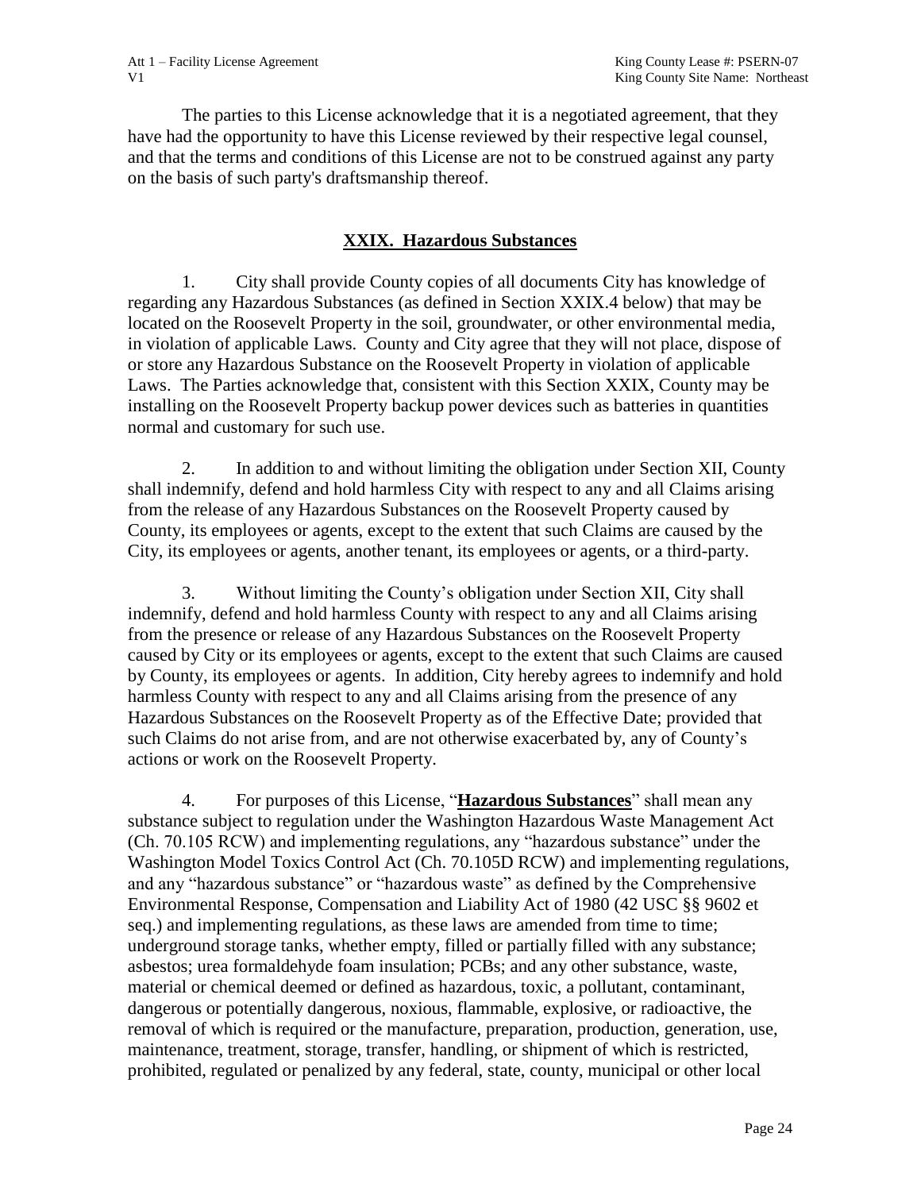The parties to this License acknowledge that it is a negotiated agreement, that they have had the opportunity to have this License reviewed by their respective legal counsel, and that the terms and conditions of this License are not to be construed against any party on the basis of such party's draftsmanship thereof.

## XXIX. Hazardous Substances

1. City shall provide County copies of all documents City has knowledge of regarding any Hazardous Substances (as defined in Section XXIX.4 below) that may be located on the Roosevelt Property in the soil, groundwater, or other environmental media, in violation of applicable Laws. County and City agree that they will not place, dispose of or store any Hazardous Substance on the Roosevelt Property in violation of applicable Laws. The Parties acknowledge that, consistent with this Section XXIX, County may be installing on the Roosevelt Property backup power devices such as batteries in quantities normal and customary for such use.

2. In addition to and without limiting the obligation under Section XII, County shall indemnify, defend and hold harmless City with respect to any and all Claims arising from the release of any Hazardous Substances on the Roosevelt Property caused by County, its employees or agents, except to the extent that such Claims are caused by the City, its employees or agents, another tenant, its employees or agents, or a third-party.

3. Without limiting the County's obligation under Section XII, City shall indemnify, defend and hold harmless County with respect to any and all Claims arising from the presence or release of any Hazardous Substances on the Roosevelt Property caused by City or its employees or agents, except to the extent that such Claims are caused by County, its employees or agents. In addition, City hereby agrees to indemnify and hold harmless County with respect to any and all Claims arising from the presence of any Hazardous Substances on the Roosevelt Property as of the Effective Date; provided that such Claims do not arise from, and are not otherwise exacerbated by, any of County's actions or work on the Roosevelt Property.

4. For purposes of this License, "**Hazardous Substances**" shall mean any substance subject to regulation under the Washington Hazardous Waste Management Act (Ch. 70.105 RCW) and implementing regulations, any "hazardous substance" under the Washington Model Toxics Control Act (Ch. 70.105D RCW) and implementing regulations, and any "hazardous substance" or "hazardous waste" as defined by the Comprehensive Environmental Response, Compensation and Liability Act of 1980 (42 USC §§ 9602 et seq.) and implementing regulations, as these laws are amended from time to time; underground storage tanks, whether empty, filled or partially filled with any substance; asbestos; urea formaldehyde foam insulation; PCBs; and any other substance, waste, material or chemical deemed or defined as hazardous, toxic, a pollutant, contaminant, dangerous or potentially dangerous, noxious, flammable, explosive, or radioactive, the removal of which is required or the manufacture, preparation, production, generation, use, maintenance, treatment, storage, transfer, handling, or shipment of which is restricted, prohibited, regulated or penalized by any federal, state, county, municipal or other local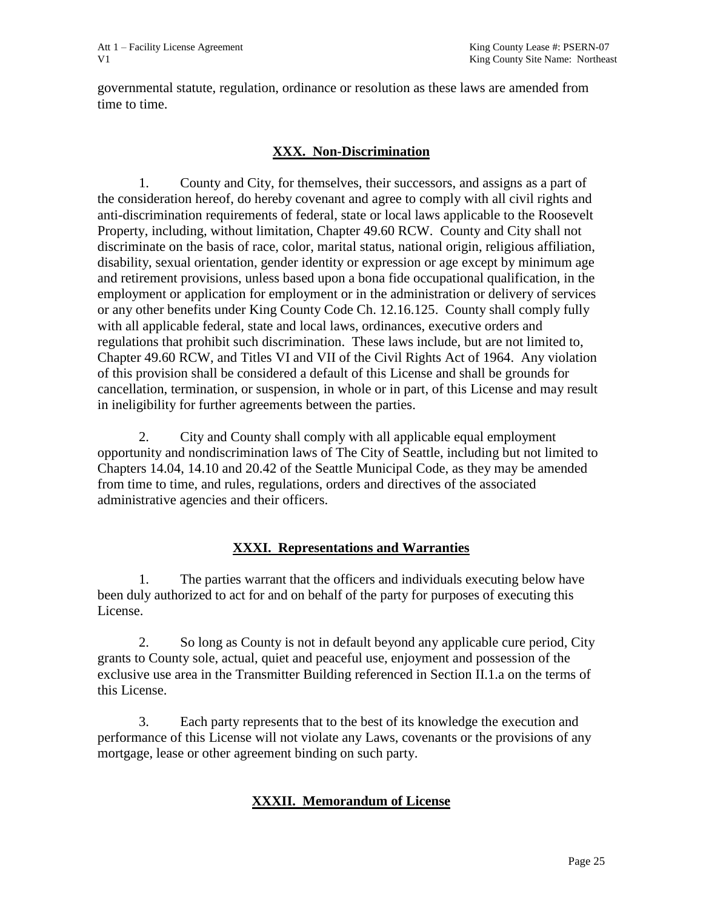governmental statute, regulation, ordinance or resolution as these laws are amended from time to time.

## XXX. Non-Discrimination

1. County and City, for themselves, their successors, and assigns as a part of the consideration hereof, do hereby covenant and agree to comply with all civil rights and anti-discrimination requirements of federal, state or local laws applicable to the Roosevelt Property, including, without limitation, Chapter 49.60 RCW. County and City shall not discriminate on the basis of race, color, marital status, national origin, religious affiliation, disability, sexual orientation, gender identity or expression or age except by minimum age and retirement provisions, unless based upon a bona fide occupational qualification, in the employment or application for employment or in the administration or delivery of services or any other benefits under King County Code Ch. 12.16.125. County shall comply fully with all applicable federal, state and local laws, ordinances, executive orders and regulations that prohibit such discrimination. These laws include, but are not limited to, Chapter 49.60 RCW, and Titles VI and VII of the Civil Rights Act of 1964. Any violation of this provision shall be considered a default of this License and shall be grounds for cancellation, termination, or suspension, in whole or in part, of this License and may result in ineligibility for further agreements between the parties.

2. City and County shall comply with all applicable equal employment opportunity and nondiscrimination laws of The City of Seattle, including but not limited to Chapters 14.04, 14.10 and 20.42 of the Seattle Municipal Code, as they may be amended from time to time, and rules, regulations, orders and directives of the associated administrative agencies and their officers.

## XXXI. Representations and Warranties

1. The parties warrant that the officers and individuals executing below have been duly authorized to act for and on behalf of the party for purposes of executing this License.

2. So long as County is not in default beyond any applicable cure period, City grants to County sole, actual, quiet and peaceful use, enjoyment and possession of the exclusive use area in the Transmitter Building referenced in Section II.1.a on the terms of this License.

3. Each party represents that to the best of its knowledge the execution and performance of this License will not violate any Laws, covenants or the provisions of any mortgage, lease or other agreement binding on such party.

## XXXII. Memorandum of License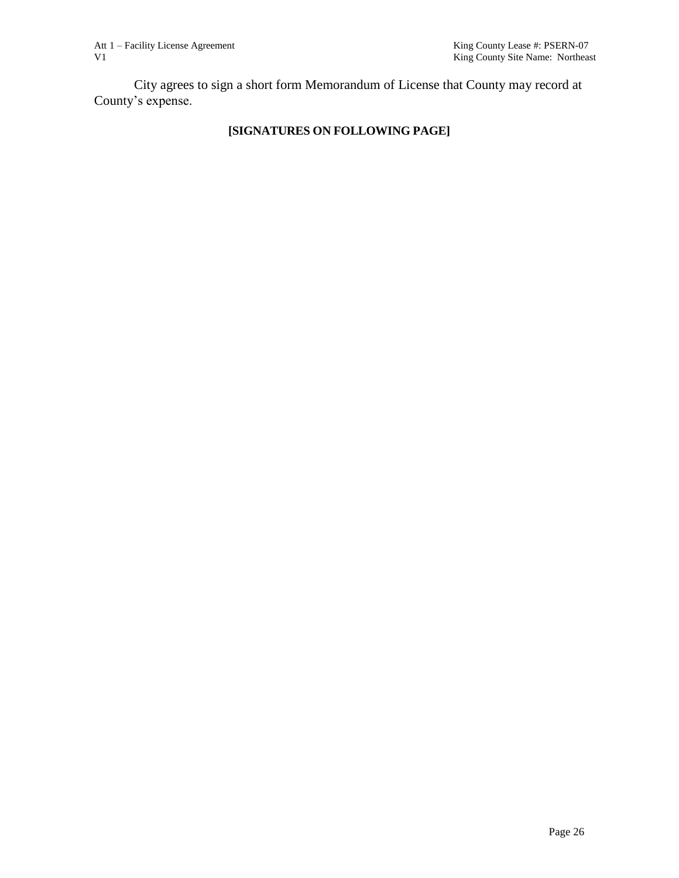City agrees to sign a short form Memorandum of License that County may record at County's expense.

**[SIGNATURES ON FOLLOWING PAGE]**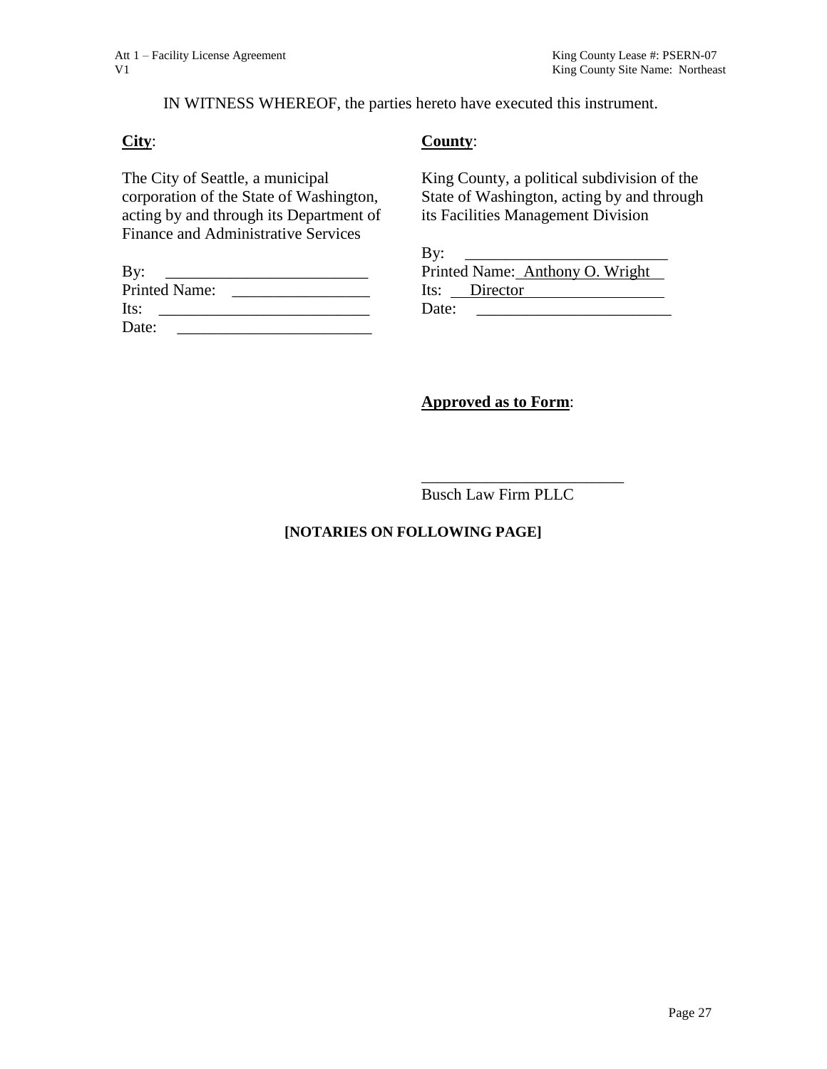IN WITNESS WHEREOF, the parties hereto have executed this instrument.

**City**:

The City of Seattle, a municipal corporation of the State of Washington, acting by and through its Department of Finance and Administrative Services

By: _________________________
Printed Name: _________________
Its: __________________________
Date: ________________________

**County**:

King County, a political subdivision of the State of Washington, acting by and through its Facilities Management Division

By: _________________________
Printed Name: Anthony O. Wright
Its: Director
Date: ________________________

**Approved as to Form**:

_________________________
Busch Law Firm PLLC

**[NOTARIES ON FOLLOWING PAGE]**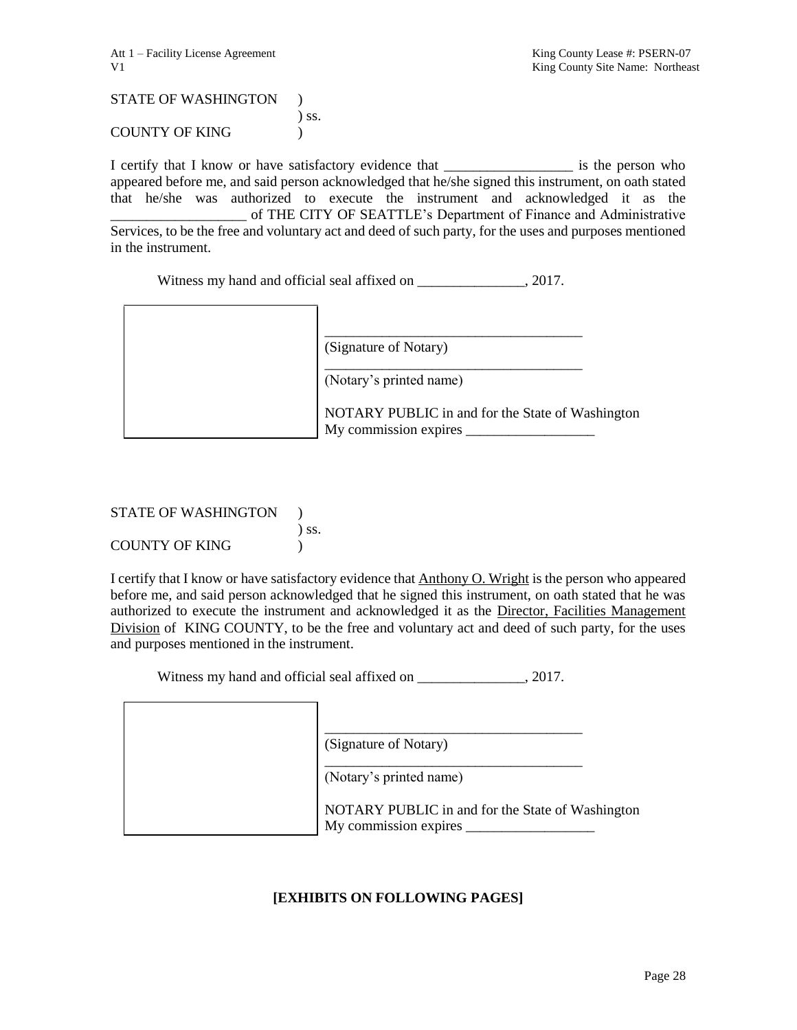STATE OF WASHINGTON )
) ss.
COUNTY OF KING )

I certify that I know or have satisfactory evidence that __________________ is the person who appeared before me, and said person acknowledged that he/she signed this instrument, on oath stated that he/she was authorized to execute the instrument and acknowledged it as the ___________________ of THE CITY OF SEATTLE's Department of Finance and Administrative Services, to be the free and voluntary act and deed of such party, for the uses and purposes mentioned in the instrument.

Witness my hand and official seal affixed on _______________, 2017.

_____________________________________
(Signature of Notary)

_____________________________________
(Notary's printed name)

NOTARY PUBLIC in and for the State of Washington
My commission expires __________________

STATE OF WASHINGTON )
) ss.
COUNTY OF KING )

I certify that I know or have satisfactory evidence that Anthony O. Wright is the person who appeared before me, and said person acknowledged that he signed this instrument, on oath stated that he was authorized to execute the instrument and acknowledged it as the Director, Facilities Management Division of KING COUNTY, to be the free and voluntary act and deed of such party, for the uses and purposes mentioned in the instrument.

Witness my hand and official seal affixed on _______________, 2017.

_____________________________________
(Signature of Notary)

_____________________________________
(Notary's printed name)

NOTARY PUBLIC in and for the State of Washington
My commission expires __________________

**[EXHIBITS ON FOLLOWING PAGES]**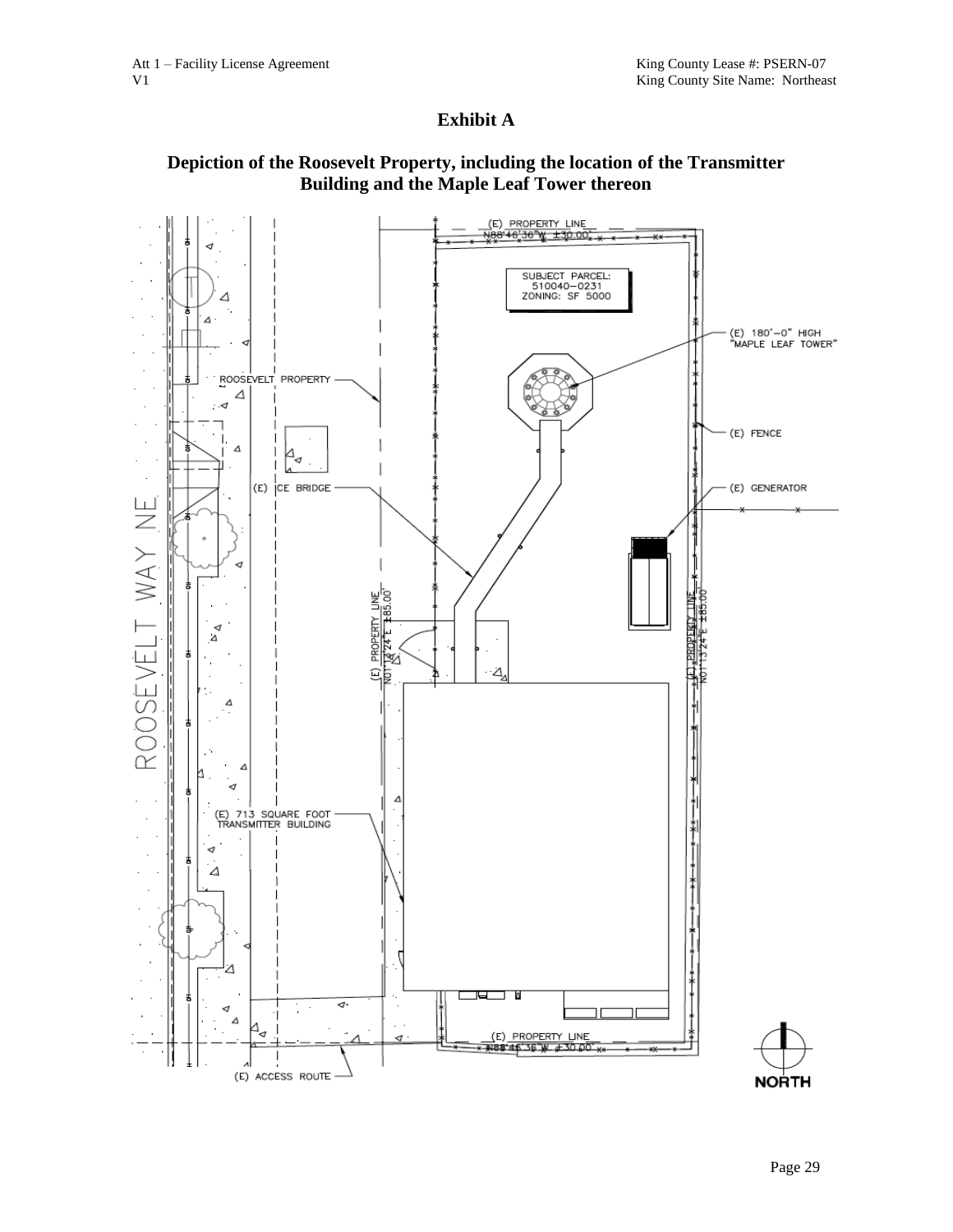# Exhibit A

## Depiction of the Roosevelt Property, including the location of the Transmitter Building and the Maple Leaf Tower thereon

(E) PROPERTY LINE
N88°46'36"W ±30.00'

SUBJECT PARCEL:
510040–0231
ZONING: SF 5000

(E) 180'–0" HIGH "MAPLE LEAF TOWER"

ROOSEVELT PROPERTY

(E) FENCE

(E) ICE BRIDGE

(E) GENERATOR

ROOSEVELT WAY NE

(E) PROPERTY LINE
N01°13'24"E ±85.00'

(E) PROPERTY LINE
N01°13'24"E ±85.00'

(E) 713 SQUARE FOOT TRANSMITTER BUILDING

(E) PROPERTY LINE
N88°46'36"W ±30.00'

(E) ACCESS ROUTE

NORTH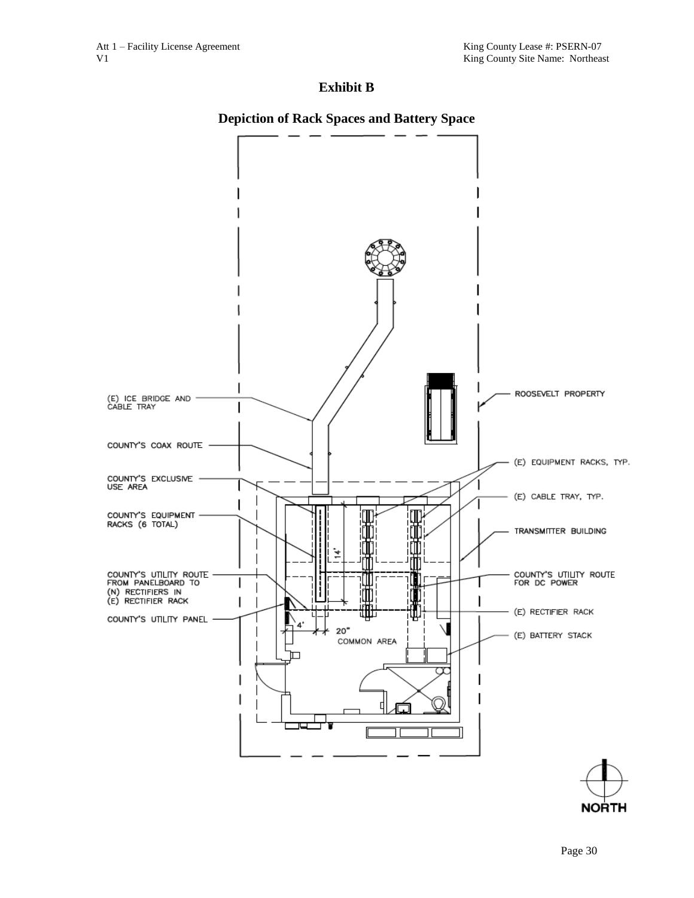# Exhibit B

## Depiction of Rack Spaces and Battery Space

(E) ICE BRIDGE AND CABLE TRAY

COUNTY'S COAX ROUTE

COUNTY'S EXCLUSIVE USE AREA

COUNTY'S EQUIPMENT RACKS (6 TOTAL)

COUNTY'S UTILITY ROUTE FROM PANELBOARD TO (N) RECTIFIERS IN (E) RECTIFIER RACK

COUNTY'S UTILITY PANEL

ROOSEVELT PROPERTY

(E) EQUIPMENT RACKS, TYP.

(E) CABLE TRAY, TYP.

TRANSMITTER BUILDING

COUNTY'S UTILITY ROUTE FOR DC POWER

(E) RECTIFIER RACK

(E) BATTERY STACK

14'

4'

20"

COMMON AREA

NORTH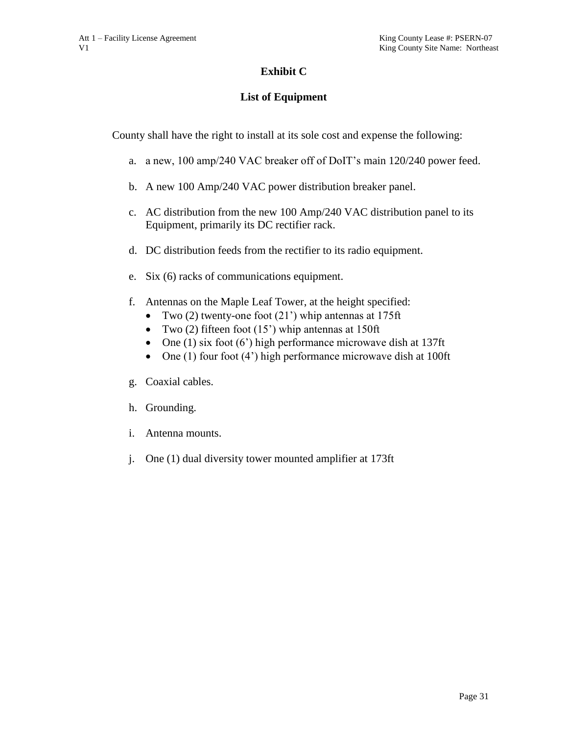# Exhibit C

## List of Equipment

County shall have the right to install at its sole cost and expense the following:

a. a new, 100 amp/240 VAC breaker off of DoIT's main 120/240 power feed.

b. A new 100 Amp/240 VAC power distribution breaker panel.

c. AC distribution from the new 100 Amp/240 VAC distribution panel to its Equipment, primarily its DC rectifier rack.

d. DC distribution feeds from the rectifier to its radio equipment.

e. Six (6) racks of communications equipment.

f. Antennas on the Maple Leaf Tower, at the height specified:
   - Two (2) twenty-one foot (21') whip antennas at 175ft
   - Two (2) fifteen foot (15') whip antennas at 150ft
   - One (1) six foot (6') high performance microwave dish at 137ft
   - One (1) four foot (4') high performance microwave dish at 100ft

g. Coaxial cables.

h. Grounding.

i. Antenna mounts.

j. One (1) dual diversity tower mounted amplifier at 173ft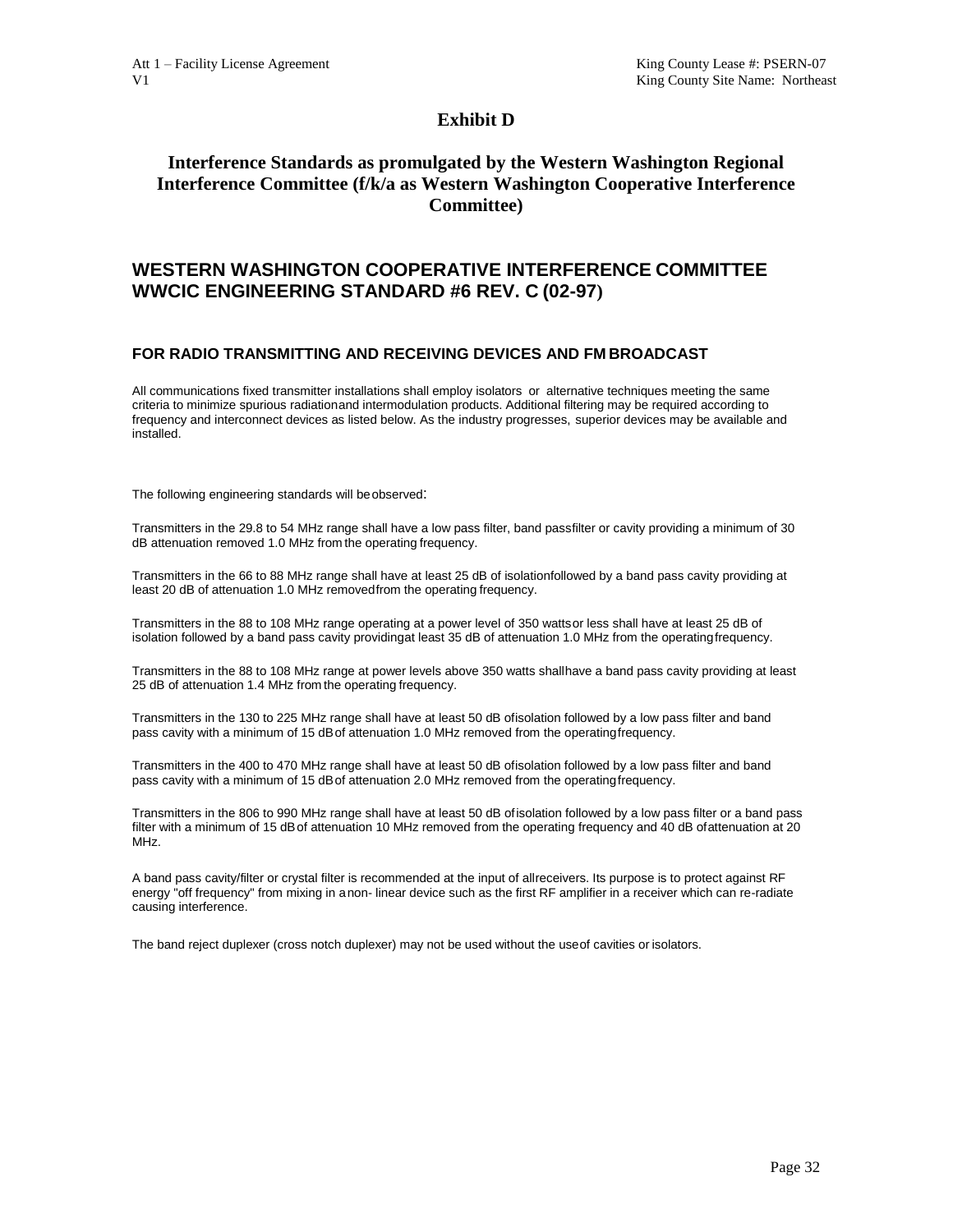# Exhibit D

## Interference Standards as promulgated by the Western Washington Regional Interference Committee (f/k/a as Western Washington Cooperative Interference Committee)

## WESTERN WASHINGTON COOPERATIVE INTERFERENCE COMMITTEE WWCIC ENGINEERING STANDARD #6 REV. C (02-97)

### FOR RADIO TRANSMITTING AND RECEIVING DEVICES AND FM BROADCAST

All communications fixed transmitter installations shall employ isolators or alternative techniques meeting the same criteria to minimize spurious radiation and intermodulation products. Additional filtering may be required according to frequency and interconnect devices as listed below. As the industry progresses, superior devices may be available and installed.

The following engineering standards will be observed:

Transmitters in the 29.8 to 54 MHz range shall have a low pass filter, band pass filter or cavity providing a minimum of 30 dB attenuation removed 1.0 MHz from the operating frequency.

Transmitters in the 66 to 88 MHz range shall have at least 25 dB of isolation followed by a band pass cavity providing at least 20 dB of attenuation 1.0 MHz removed from the operating frequency.

Transmitters in the 88 to 108 MHz range operating at a power level of 350 watts or less shall have at least 25 dB of isolation followed by a band pass cavity providing at least 35 dB of attenuation 1.0 MHz from the operating frequency.

Transmitters in the 88 to 108 MHz range at power levels above 350 watts shall have a band pass cavity providing at least 25 dB of attenuation 1.4 MHz from the operating frequency.

Transmitters in the 130 to 225 MHz range shall have at least 50 dB of isolation followed by a low pass filter and band pass cavity with a minimum of 15 dB of attenuation 1.0 MHz removed from the operating frequency.

Transmitters in the 400 to 470 MHz range shall have at least 50 dB of isolation followed by a low pass filter and band pass cavity with a minimum of 15 dB of attenuation 2.0 MHz removed from the operating frequency.

Transmitters in the 806 to 990 MHz range shall have at least 50 dB of isolation followed by a low pass filter or a band pass filter with a minimum of 15 dB of attenuation 10 MHz removed from the operating frequency and 40 dB of attenuation at 20 MHz.

A band pass cavity/filter or crystal filter is recommended at the input of all receivers. Its purpose is to protect against RF energy "off frequency" from mixing in a non- linear device such as the first RF amplifier in a receiver which can re-radiate causing interference.

The band reject duplexer (cross notch duplexer) may not be used without the use of cavities or isolators.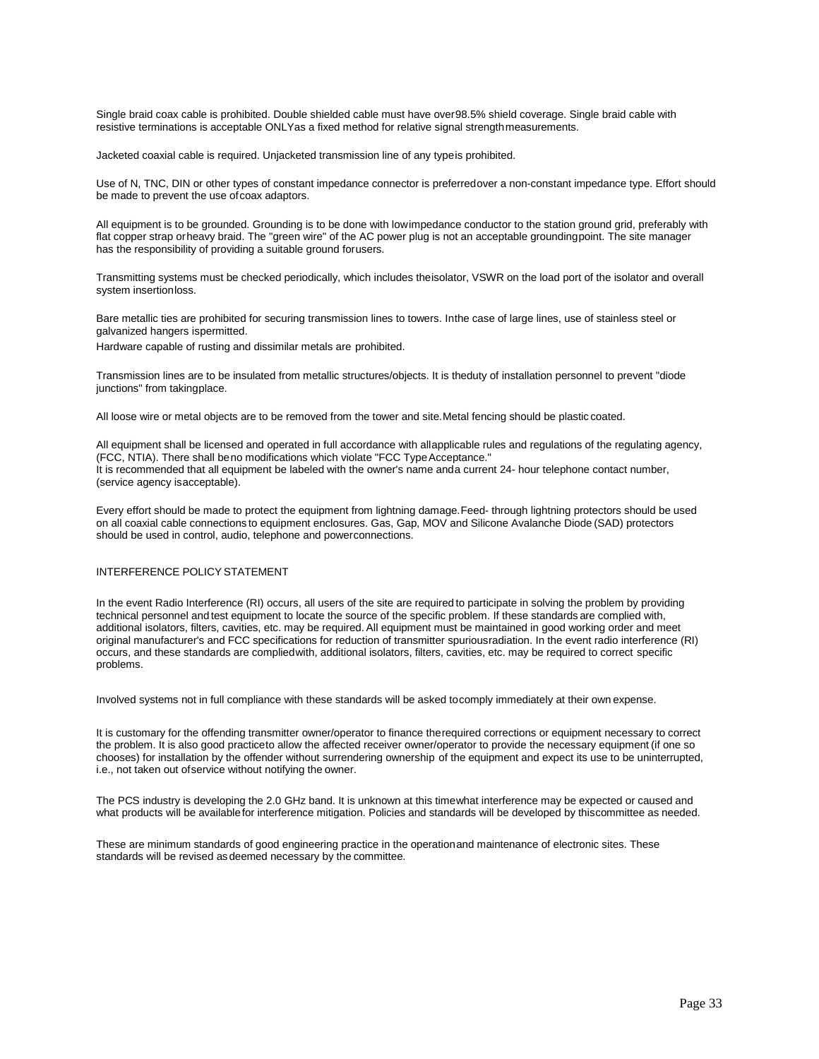Single braid coax cable is prohibited. Double shielded cable must have over 98.5% shield coverage. Single braid cable with resistive terminations is acceptable ONLY as a fixed method for relative signal strength measurements.

Jacketed coaxial cable is required. Unjacketed transmission line of any type is prohibited.

Use of N, TNC, DIN or other types of constant impedance connector is preferred over a non-constant impedance type. Effort should be made to prevent the use of coax adaptors.

All equipment is to be grounded. Grounding is to be done with low impedance conductor to the station ground grid, preferably with flat copper strap or heavy braid. The "green wire" of the AC power plug is not an acceptable grounding point. The site manager has the responsibility of providing a suitable ground for users.

Transmitting systems must be checked periodically, which includes the isolator, VSWR on the load port of the isolator and overall system insertion loss.

Bare metallic ties are prohibited for securing transmission lines to towers. In the case of large lines, use of stainless steel or galvanized hangers is permitted.

Hardware capable of rusting and dissimilar metals are prohibited.

Transmission lines are to be insulated from metallic structures/objects. It is the duty of installation personnel to prevent "diode junctions" from taking place.

All loose wire or metal objects are to be removed from the tower and site. Metal fencing should be plastic coated.

All equipment shall be licensed and operated in full accordance with all applicable rules and regulations of the regulating agency, (FCC, NTIA). There shall be no modifications which violate "FCC Type Acceptance."
It is recommended that all equipment be labeled with the owner's name and a current 24- hour telephone contact number, (service agency is acceptable).

Every effort should be made to protect the equipment from lightning damage. Feed- through lightning protectors should be used on all coaxial cable connections to equipment enclosures. Gas, Gap, MOV and Silicone Avalanche Diode (SAD) protectors should be used in control, audio, telephone and power connections.

INTERFERENCE POLICY STATEMENT

In the event Radio Interference (RI) occurs, all users of the site are required to participate in solving the problem by providing technical personnel and test equipment to locate the source of the specific problem. If these standards are complied with, additional isolators, filters, cavities, etc. may be required. All equipment must be maintained in good working order and meet original manufacturer's and FCC specifications for reduction of transmitter spurious radiation. In the event radio interference (RI) occurs, and these standards are complied with, additional isolators, filters, cavities, etc. may be required to correct specific problems.

Involved systems not in full compliance with these standards will be asked to comply immediately at their own expense.

It is customary for the offending transmitter owner/operator to finance the required corrections or equipment necessary to correct the problem. It is also good practice to allow the affected receiver owner/operator to provide the necessary equipment (if one so chooses) for installation by the offender without surrendering ownership of the equipment and expect its use to be uninterrupted, i.e., not taken out of service without notifying the owner.

The PCS industry is developing the 2.0 GHz band. It is unknown at this time what interference may be expected or caused and what products will be available for interference mitigation. Policies and standards will be developed by this committee as needed.

These are minimum standards of good engineering practice in the operation and maintenance of electronic sites. These standards will be revised as deemed necessary by the committee.